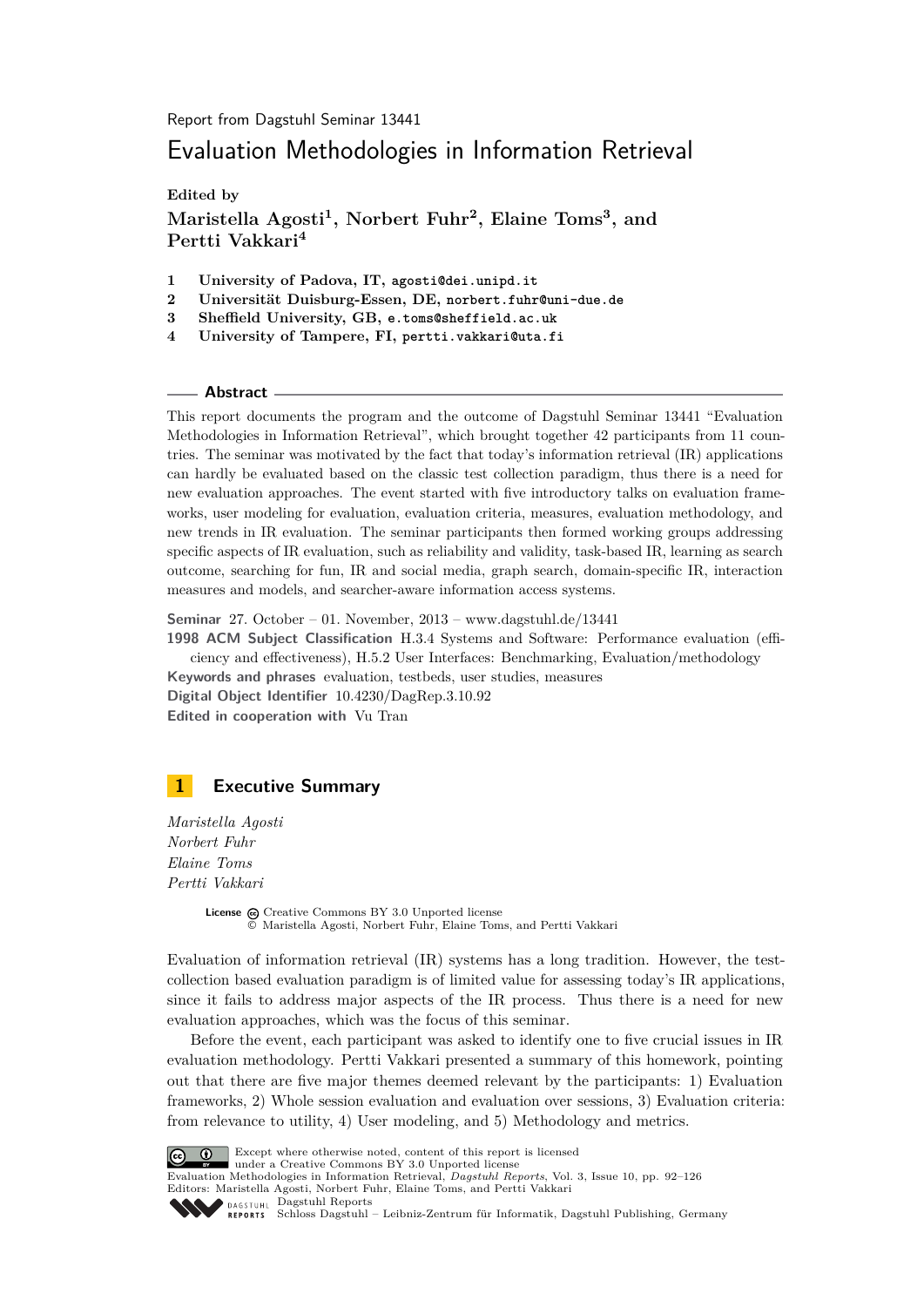Report from Dagstuhl Seminar 13441

# Evaluation Methodologies in Information Retrieval

**Edited by**

**Maristella Agosti[1], Norbert Fuhr[2], Elaine Toms[3], and Pertti Vakkari[4]**

1. **University of Padova, IT,** agosti@dei.unipd.it
2. **Universität Duisburg-Essen, DE,** norbert.fuhr@uni-due.de
3. **Sheffield University, GB,** e.toms@sheffield.ac.uk
4. **University of Tampere, FI,** pertti.vakkari@uta.fi

## Abstract

This report documents the program and the outcome of Dagstuhl Seminar 13441 "Evaluation Methodologies in Information Retrieval", which brought together 42 participants from 11 countries. The seminar was motivated by the fact that today's information retrieval (IR) applications can hardly be evaluated based on the classic test collection paradigm, thus there is a need for new evaluation approaches. The event started with five introductory talks on evaluation frameworks, user modeling for evaluation, evaluation criteria, measures, evaluation methodology, and new trends in IR evaluation. The seminar participants then formed working groups addressing specific aspects of IR evaluation, such as reliability and validity, task-based IR, learning as search outcome, searching for fun, IR and social media, graph search, domain-specific IR, interaction measures and models, and searcher-aware information access systems.

**Seminar** 27. October – 01. November, 2013 – www.dagstuhl.de/13441

**1998 ACM Subject Classification** H.3.4 Systems and Software: Performance evaluation (efficiency and effectiveness), H.5.2 User Interfaces: Benchmarking, Evaluation/methodology

**Keywords and phrases** evaluation, testbeds, user studies, measures

**Digital Object Identifier** 10.4230/DagRep.3.10.92

**Edited in cooperation with** Vu Tran

## 1 Executive Summary

*Maristella Agosti*
*Norbert Fuhr*
*Elaine Toms*
*Pertti Vakkari*

**License** Creative Commons BY 3.0 Unported license
© Maristella Agosti, Norbert Fuhr, Elaine Toms, and Pertti Vakkari

Evaluation of information retrieval (IR) systems has a long tradition. However, the test-collection based evaluation paradigm is of limited value for assessing today's IR applications, since it fails to address major aspects of the IR process. Thus there is a need for new evaluation approaches, which was the focus of this seminar.

Before the event, each participant was asked to identify one to five crucial issues in IR evaluation methodology. Pertti Vakkari presented a summary of this homework, pointing out that there are five major themes deemed relevant by the participants: 1) Evaluation frameworks, 2) Whole session evaluation and evaluation over sessions, 3) Evaluation criteria: from relevance to utility, 4) User modeling, and 5) Methodology and metrics.

Except where otherwise noted, content of this report is licensed under a Creative Commons BY 3.0 Unported license
Evaluation Methodologies in Information Retrieval, *Dagstuhl Reports*, Vol. 3, Issue 10, pp. 92–126
Editors: Maristella Agosti, Norbert Fuhr, Elaine Toms, and Pertti Vakkari
Dagstuhl Reports
Schloss Dagstuhl – Leibniz-Zentrum für Informatik, Dagstuhl Publishing, Germany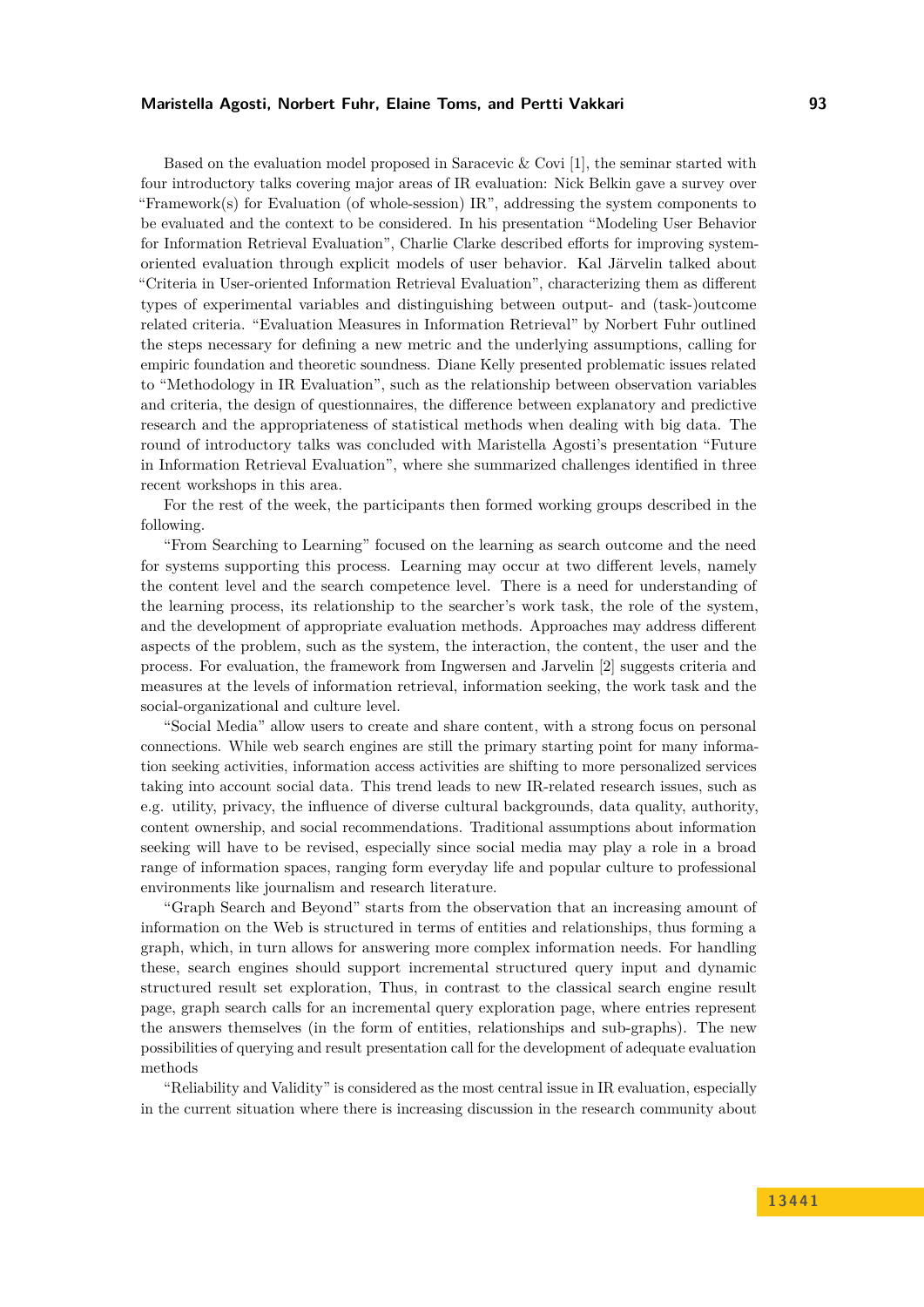Based on the evaluation model proposed in Saracevic & Covi [1], the seminar started with four introductory talks covering major areas of IR evaluation: Nick Belkin gave a survey over “Framework(s) for Evaluation (of whole-session) IR”, addressing the system components to be evaluated and the context to be considered. In his presentation “Modeling User Behavior for Information Retrieval Evaluation”, Charlie Clarke described efforts for improving system-oriented evaluation through explicit models of user behavior. Kal Järvelin talked about “Criteria in User-oriented Information Retrieval Evaluation”, characterizing them as different types of experimental variables and distinguishing between output- and (task-)outcome related criteria. “Evaluation Measures in Information Retrieval” by Norbert Fuhr outlined the steps necessary for defining a new metric and the underlying assumptions, calling for empiric foundation and theoretic soundness. Diane Kelly presented problematic issues related to “Methodology in IR Evaluation”, such as the relationship between observation variables and criteria, the design of questionnaires, the difference between explanatory and predictive research and the appropriateness of statistical methods when dealing with big data. The round of introductory talks was concluded with Maristella Agosti’s presentation “Future in Information Retrieval Evaluation”, where she summarized challenges identified in three recent workshops in this area.

For the rest of the week, the participants then formed working groups described in the following.

“From Searching to Learning” focused on the learning as search outcome and the need for systems supporting this process. Learning may occur at two different levels, namely the content level and the search competence level. There is a need for understanding of the learning process, its relationship to the searcher’s work task, the role of the system, and the development of appropriate evaluation methods. Approaches may address different aspects of the problem, such as the system, the interaction, the content, the user and the process. For evaluation, the framework from Ingwersen and Jarvelin [2] suggests criteria and measures at the levels of information retrieval, information seeking, the work task and the social-organizational and culture level.

“Social Media” allow users to create and share content, with a strong focus on personal connections. While web search engines are still the primary starting point for many information seeking activities, information access activities are shifting to more personalized services taking into account social data. This trend leads to new IR-related research issues, such as e.g. utility, privacy, the influence of diverse cultural backgrounds, data quality, authority, content ownership, and social recommendations. Traditional assumptions about information seeking will have to be revised, especially since social media may play a role in a broad range of information spaces, ranging form everyday life and popular culture to professional environments like journalism and research literature.

“Graph Search and Beyond” starts from the observation that an increasing amount of information on the Web is structured in terms of entities and relationships, thus forming a graph, which, in turn allows for answering more complex information needs. For handling these, search engines should support incremental structured query input and dynamic structured result set exploration, Thus, in contrast to the classical search engine result page, graph search calls for an incremental query exploration page, where entries represent the answers themselves (in the form of entities, relationships and sub-graphs). The new possibilities of querying and result presentation call for the development of adequate evaluation methods

“Reliability and Validity” is considered as the most central issue in IR evaluation, especially in the current situation where there is increasing discussion in the research community about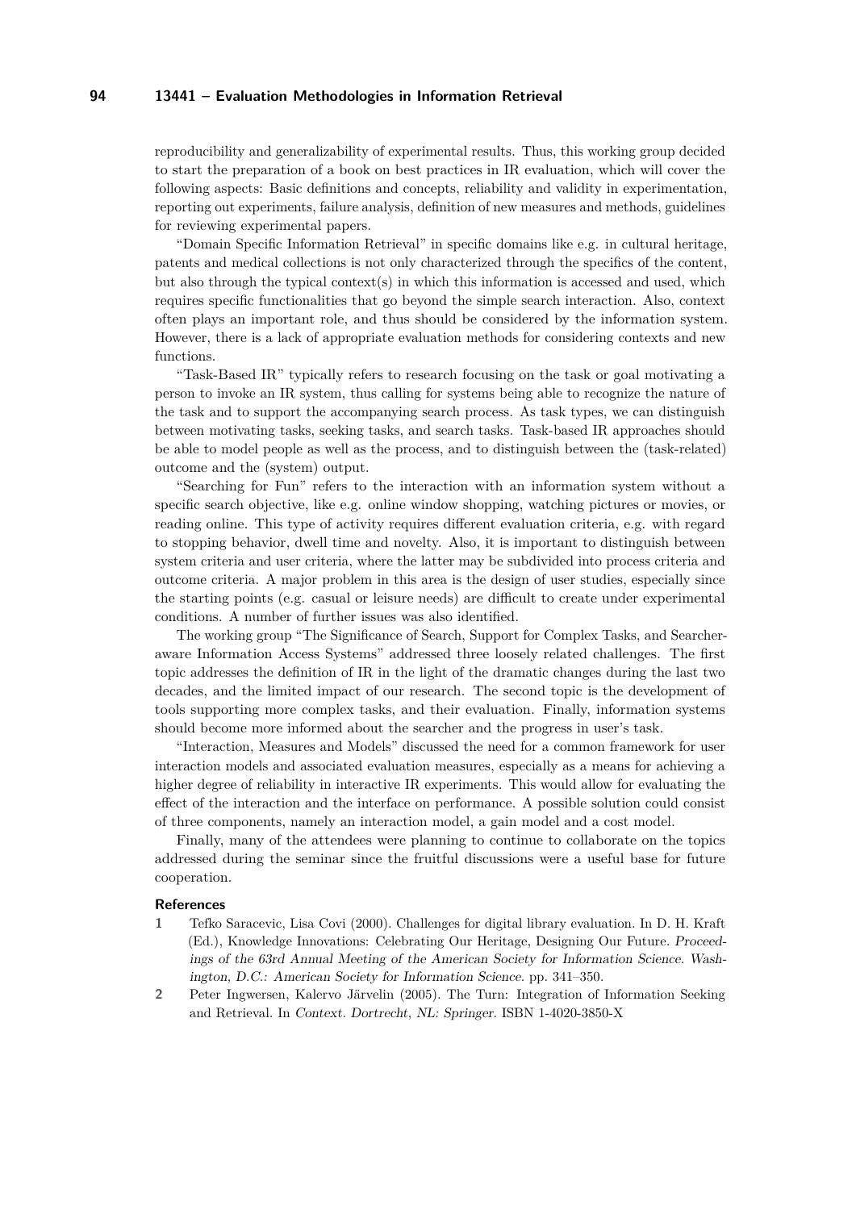reproducibility and generalizability of experimental results. Thus, this working group decided to start the preparation of a book on best practices in IR evaluation, which will cover the following aspects: Basic definitions and concepts, reliability and validity in experimentation, reporting out experiments, failure analysis, definition of new measures and methods, guidelines for reviewing experimental papers.

"Domain Specific Information Retrieval" in specific domains like e.g. in cultural heritage, patents and medical collections is not only characterized through the specifics of the content, but also through the typical context(s) in which this information is accessed and used, which requires specific functionalities that go beyond the simple search interaction. Also, context often plays an important role, and thus should be considered by the information system. However, there is a lack of appropriate evaluation methods for considering contexts and new functions.

"Task-Based IR" typically refers to research focusing on the task or goal motivating a person to invoke an IR system, thus calling for systems being able to recognize the nature of the task and to support the accompanying search process. As task types, we can distinguish between motivating tasks, seeking tasks, and search tasks. Task-based IR approaches should be able to model people as well as the process, and to distinguish between the (task-related) outcome and the (system) output.

"Searching for Fun" refers to the interaction with an information system without a specific search objective, like e.g. online window shopping, watching pictures or movies, or reading online. This type of activity requires different evaluation criteria, e.g. with regard to stopping behavior, dwell time and novelty. Also, it is important to distinguish between system criteria and user criteria, where the latter may be subdivided into process criteria and outcome criteria. A major problem in this area is the design of user studies, especially since the starting points (e.g. casual or leisure needs) are difficult to create under experimental conditions. A number of further issues was also identified.

The working group "The Significance of Search, Support for Complex Tasks, and Searcher-aware Information Access Systems" addressed three loosely related challenges. The first topic addresses the definition of IR in the light of the dramatic changes during the last two decades, and the limited impact of our research. The second topic is the development of tools supporting more complex tasks, and their evaluation. Finally, information systems should become more informed about the searcher and the progress in user's task.

"Interaction, Measures and Models" discussed the need for a common framework for user interaction models and associated evaluation measures, especially as a means for achieving a higher degree of reliability in interactive IR experiments. This would allow for evaluating the effect of the interaction and the interface on performance. A possible solution could consist of three components, namely an interaction model, a gain model and a cost model.

Finally, many of the attendees were planning to continue to collaborate on the topics addressed during the seminar since the fruitful discussions were a useful base for future cooperation.

### References

1. Tefko Saracevic, Lisa Covi (2000). Challenges for digital library evaluation. In D. H. Kraft (Ed.), Knowledge Innovations: Celebrating Our Heritage, Designing Our Future. *Proceedings of the 63rd Annual Meeting of the American Society for Information Science. Washington, D.C.: American Society for Information Science.* pp. 341–350.
2. Peter Ingwersen, Kalervo Järvelin (2005). The Turn: Integration of Information Seeking and Retrieval. In *Context. Dortrecht, NL: Springer.* ISBN 1-4020-3850-X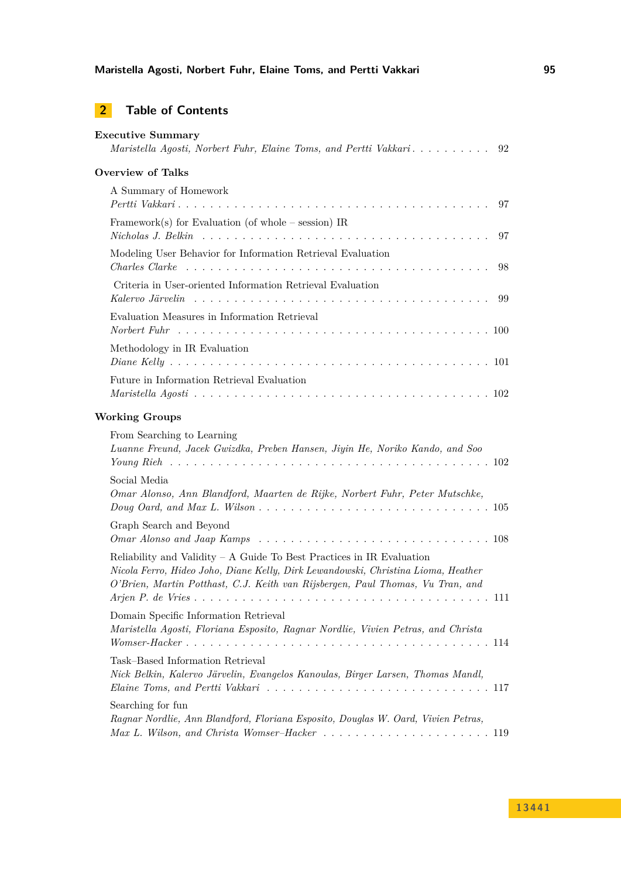## 2 Table of Contents

**Executive Summary**
*Maristella Agosti, Norbert Fuhr, Elaine Toms, and Pertti Vakkari* . . . . . . . . . . 92

**Overview of Talks**

A Summary of Homework
*Pertti Vakkari* . . . . . . . . . . . . . . . . . . . . . . . . . . . . . . . . . . . . 97

Framework(s) for Evaluation (of whole – session) IR
*Nicholas J. Belkin* . . . . . . . . . . . . . . . . . . . . . . . . . . . . . . . . . 97

Modeling User Behavior for Information Retrieval Evaluation
*Charles Clarke* . . . . . . . . . . . . . . . . . . . . . . . . . . . . . . . . . . 98

Criteria in User-oriented Information Retrieval Evaluation
*Kalervo Järvelin* . . . . . . . . . . . . . . . . . . . . . . . . . . . . . . . . . 99

Evaluation Measures in Information Retrieval
*Norbert Fuhr* . . . . . . . . . . . . . . . . . . . . . . . . . . . . . . . . . . . 100

Methodology in IR Evaluation
*Diane Kelly* . . . . . . . . . . . . . . . . . . . . . . . . . . . . . . . . . . . . 101

Future in Information Retrieval Evaluation
*Maristella Agosti* . . . . . . . . . . . . . . . . . . . . . . . . . . . . . . . . . 102

**Working Groups**

From Searching to Learning
*Luanne Freund, Jacek Gwizdka, Preben Hansen, Jiyin He, Noriko Kando, and Soo Young Rieh* . . . . . . . . . . . . . . . . . . . . . . . . . . . . . . . . . . . 102

Social Media
*Omar Alonso, Ann Blandford, Maarten de Rijke, Norbert Fuhr, Peter Mutschke, Doug Oard, and Max L. Wilson* . . . . . . . . . . . . . . . . . . . . . . . . . . . 105

Graph Search and Beyond
*Omar Alonso and Jaap Kamps* . . . . . . . . . . . . . . . . . . . . . . . . . . . 108

Reliability and Validity – A Guide To Best Practices in IR Evaluation
*Nicola Ferro, Hideo Joho, Diane Kelly, Dirk Lewandowski, Christina Lioma, Heather O'Brien, Martin Potthast, C.J. Keith van Rijsbergen, Paul Thomas, Vu Tran, and Arjen P. de Vries* . . . . . . . . . . . . . . . . . . . . . . . . . . . . . . . . . . . 111

Domain Specific Information Retrieval
*Maristella Agosti, Floriana Esposito, Ragnar Nordlie, Vivien Petras, and Christa Womser-Hacker* . . . . . . . . . . . . . . . . . . . . . . . . . . . . . . . . . . . 114

Task–Based Information Retrieval
*Nick Belkin, Kalervo Järvelin, Evangelos Kanoulas, Birger Larsen, Thomas Mandl, Elaine Toms, and Pertti Vakkari* . . . . . . . . . . . . . . . . . . . . . . . . . . 117

Searching for fun
*Ragnar Nordlie, Ann Blandford, Floriana Esposito, Douglas W. Oard, Vivien Petras, Max L. Wilson, and Christa Womser–Hacker* . . . . . . . . . . . . . . . . . . . . 119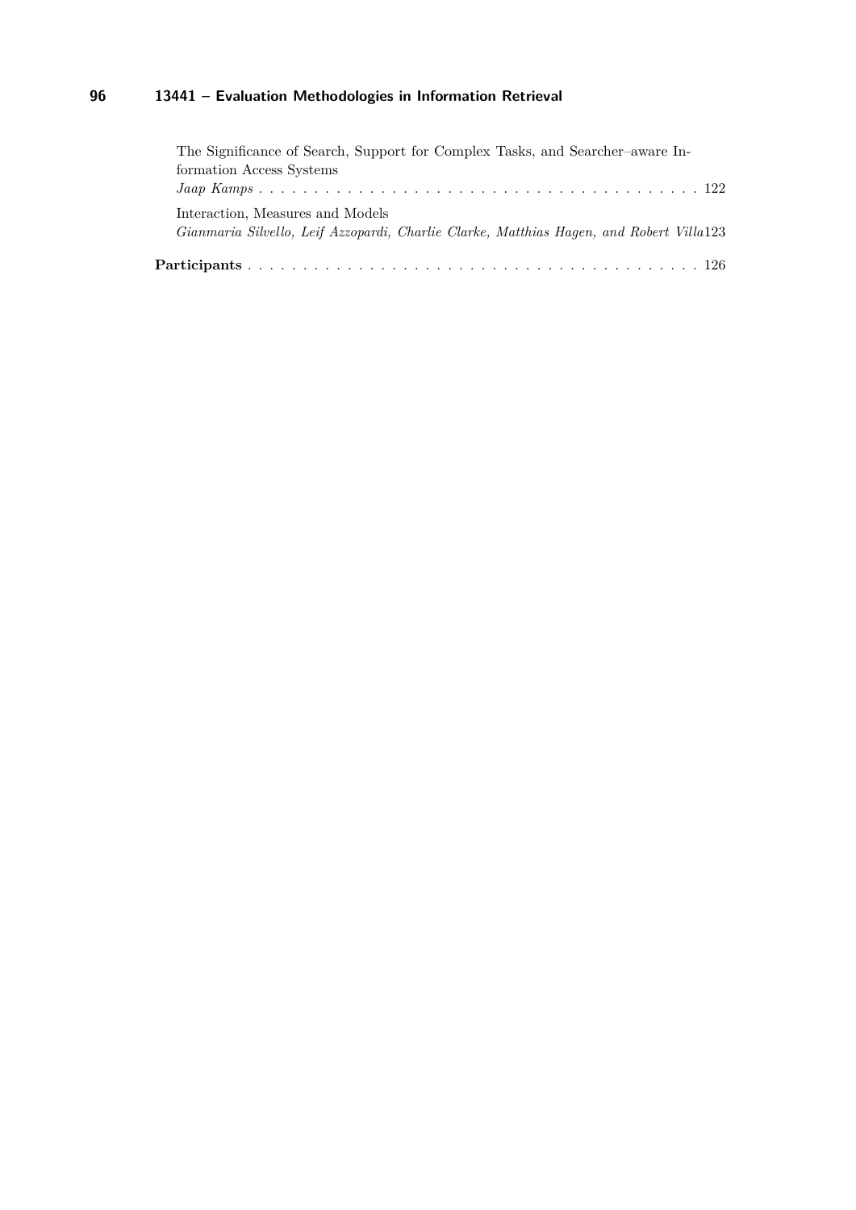The Significance of Search, Support for Complex Tasks, and Searcher–aware Information Access Systems
*Jaap Kamps* . . . . . . . . . . . . . . . . . . . . . . . . . . . . . . . . . . . . . . . . 122

Interaction, Measures and Models
*Gianmaria Silvello, Leif Azzopardi, Charlie Clarke, Matthias Hagen, and Robert Villa* 123

**Participants** . . . . . . . . . . . . . . . . . . . . . . . . . . . . . . . . . . . . . . . . . 126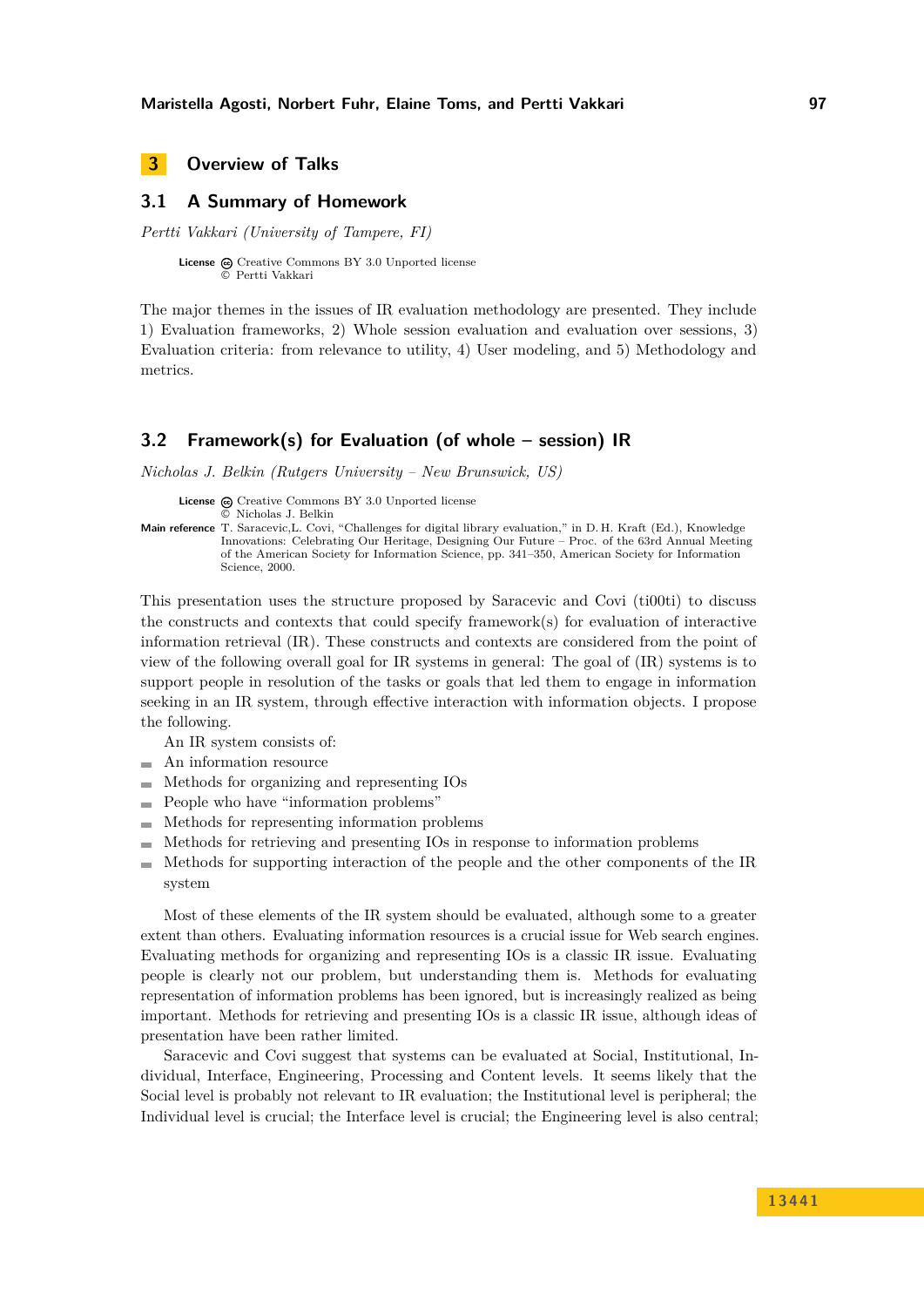## 3 Overview of Talks

### 3.1 A Summary of Homework

*Pertti Vakkari (University of Tampere, FI)*

**License** Creative Commons BY 3.0 Unported license
© Pertti Vakkari

The major themes in the issues of IR evaluation methodology are presented. They include 1) Evaluation frameworks, 2) Whole session evaluation and evaluation over sessions, 3) Evaluation criteria: from relevance to utility, 4) User modeling, and 5) Methodology and metrics.

### 3.2 Framework(s) for Evaluation (of whole – session) IR

*Nicholas J. Belkin (Rutgers University – New Brunswick, US)*

**License** Creative Commons BY 3.0 Unported license
© Nicholas J. Belkin

**Main reference** T. Saracevic,L. Covi, "Challenges for digital library evaluation," in D. H. Kraft (Ed.), Knowledge Innovations: Celebrating Our Heritage, Designing Our Future – Proc. of the 63rd Annual Meeting of the American Society for Information Science, pp. 341–350, American Society for Information Science, 2000.

This presentation uses the structure proposed by Saracevic and Covi (ti00ti) to discuss the constructs and contexts that could specify framework(s) for evaluation of interactive information retrieval (IR). These constructs and contexts are considered from the point of view of the following overall goal for IR systems in general: The goal of (IR) systems is to support people in resolution of the tasks or goals that led them to engage in information seeking in an IR system, through effective interaction with information objects. I propose the following.

An IR system consists of:

- An information resource
- Methods for organizing and representing IOs
- People who have "information problems"
- Methods for representing information problems
- Methods for retrieving and presenting IOs in response to information problems
- Methods for supporting interaction of the people and the other components of the IR system

Most of these elements of the IR system should be evaluated, although some to a greater extent than others. Evaluating information resources is a crucial issue for Web search engines. Evaluating methods for organizing and representing IOs is a classic IR issue. Evaluating people is clearly not our problem, but understanding them is. Methods for evaluating representation of information problems has been ignored, but is increasingly realized as being important. Methods for retrieving and presenting IOs is a classic IR issue, although ideas of presentation have been rather limited.

Saracevic and Covi suggest that systems can be evaluated at Social, Institutional, Individual, Interface, Engineering, Processing and Content levels. It seems likely that the Social level is probably not relevant to IR evaluation; the Institutional level is peripheral; the Individual level is crucial; the Interface level is crucial; the Engineering level is also central;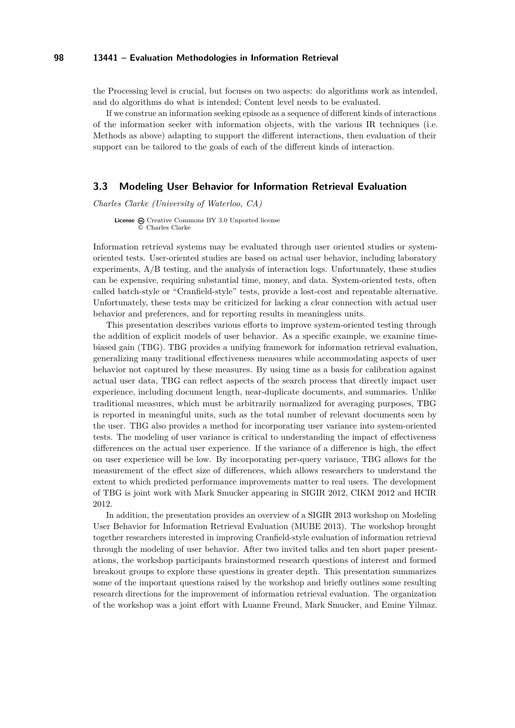the Processing level is crucial, but focuses on two aspects: do algorithms work as intended, and do algorithms do what is intended; Content level needs to be evaluated.

If we construe an information seeking episode as a sequence of different kinds of interactions of the information seeker with information objects, with the various IR techniques (i.e. Methods as above) adapting to support the different interactions, then evaluation of their support can be tailored to the goals of each of the different kinds of interaction.

## 3.3 Modeling User Behavior for Information Retrieval Evaluation

*Charles Clarke (University of Waterloo, CA)*

**License** Creative Commons BY 3.0 Unported license
© Charles Clarke

Information retrieval systems may be evaluated through user oriented studies or system-oriented tests. User-oriented studies are based on actual user behavior, including laboratory experiments, A/B testing, and the analysis of interaction logs. Unfortunately, these studies can be expensive, requiring substantial time, money, and data. System-oriented tests, often called batch-style or "Cranfield-style" tests, provide a lost-cost and repeatable alternative. Unfortunately, these tests may be criticized for lacking a clear connection with actual user behavior and preferences, and for reporting results in meaningless units.

This presentation describes various efforts to improve system-oriented testing through the addition of explicit models of user behavior. As a specific example, we examine time-biased gain (TBG). TBG provides a unifying framework for information retrieval evaluation, generalizing many traditional effectiveness measures while accommodating aspects of user behavior not captured by these measures. By using time as a basis for calibration against actual user data, TBG can reflect aspects of the search process that directly impact user experience, including document length, near-duplicate documents, and summaries. Unlike traditional measures, which must be arbitrarily normalized for averaging purposes, TBG is reported in meaningful units, such as the total number of relevant documents seen by the user. TBG also provides a method for incorporating user variance into system-oriented tests. The modeling of user variance is critical to understanding the impact of effectiveness differences on the actual user experience. If the variance of a difference is high, the effect on user experience will be low. By incorporating per-query variance, TBG allows for the measurement of the effect size of differences, which allows researchers to understand the extent to which predicted performance improvements matter to real users. The development of TBG is joint work with Mark Smucker appearing in SIGIR 2012, CIKM 2012 and HCIR 2012.

In addition, the presentation provides an overview of a SIGIR 2013 workshop on Modeling User Behavior for Information Retrieval Evaluation (MUBE 2013). The workshop brought together researchers interested in improving Cranfield-style evaluation of information retrieval through the modeling of user behavior. After two invited talks and ten short paper presentations, the workshop participants brainstormed research questions of interest and formed breakout groups to explore these questions in greater depth. This presentation summarizes some of the important questions raised by the workshop and briefly outlines some resulting research directions for the improvement of information retrieval evaluation. The organization of the workshop was a joint effort with Luanne Freund, Mark Smucker, and Emine Yilmaz.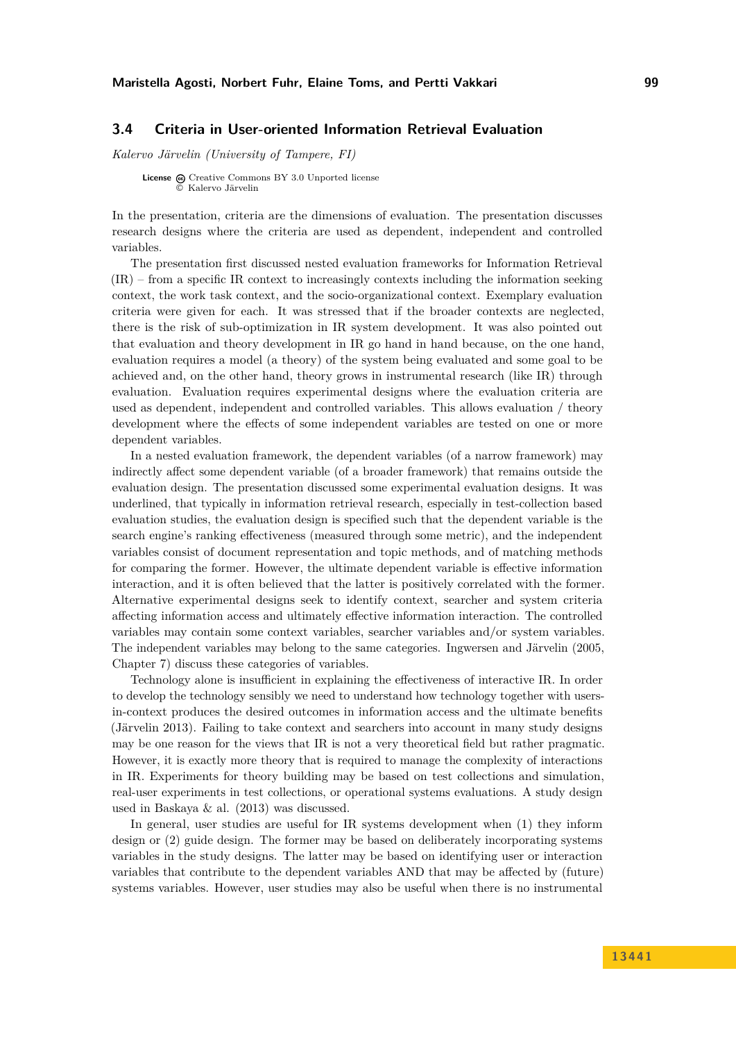## 3.4 Criteria in User-oriented Information Retrieval Evaluation

*Kalervo Järvelin (University of Tampere, FI)*

**License** Creative Commons BY 3.0 Unported license
© Kalervo Järvelin

In the presentation, criteria are the dimensions of evaluation. The presentation discusses research designs where the criteria are used as dependent, independent and controlled variables.

The presentation first discussed nested evaluation frameworks for Information Retrieval (IR) – from a specific IR context to increasingly contexts including the information seeking context, the work task context, and the socio-organizational context. Exemplary evaluation criteria were given for each. It was stressed that if the broader contexts are neglected, there is the risk of sub-optimization in IR system development. It was also pointed out that evaluation and theory development in IR go hand in hand because, on the one hand, evaluation requires a model (a theory) of the system being evaluated and some goal to be achieved and, on the other hand, theory grows in instrumental research (like IR) through evaluation. Evaluation requires experimental designs where the evaluation criteria are used as dependent, independent and controlled variables. This allows evaluation / theory development where the effects of some independent variables are tested on one or more dependent variables.

In a nested evaluation framework, the dependent variables (of a narrow framework) may indirectly affect some dependent variable (of a broader framework) that remains outside the evaluation design. The presentation discussed some experimental evaluation designs. It was underlined, that typically in information retrieval research, especially in test-collection based evaluation studies, the evaluation design is specified such that the dependent variable is the search engine's ranking effectiveness (measured through some metric), and the independent variables consist of document representation and topic methods, and of matching methods for comparing the former. However, the ultimate dependent variable is effective information interaction, and it is often believed that the latter is positively correlated with the former. Alternative experimental designs seek to identify context, searcher and system criteria affecting information access and ultimately effective information interaction. The controlled variables may contain some context variables, searcher variables and/or system variables. The independent variables may belong to the same categories. Ingwersen and Järvelin (2005, Chapter 7) discuss these categories of variables.

Technology alone is insufficient in explaining the effectiveness of interactive IR. In order to develop the technology sensibly we need to understand how technology together with users-in-context produces the desired outcomes in information access and the ultimate benefits (Järvelin 2013). Failing to take context and searchers into account in many study designs may be one reason for the views that IR is not a very theoretical field but rather pragmatic. However, it is exactly more theory that is required to manage the complexity of interactions in IR. Experiments for theory building may be based on test collections and simulation, real-user experiments in test collections, or operational systems evaluations. A study design used in Baskaya & al. (2013) was discussed.

In general, user studies are useful for IR systems development when (1) they inform design or (2) guide design. The former may be based on deliberately incorporating systems variables in the study designs. The latter may be based on identifying user or interaction variables that contribute to the dependent variables AND that may be affected by (future) systems variables. However, user studies may also be useful when there is no instrumental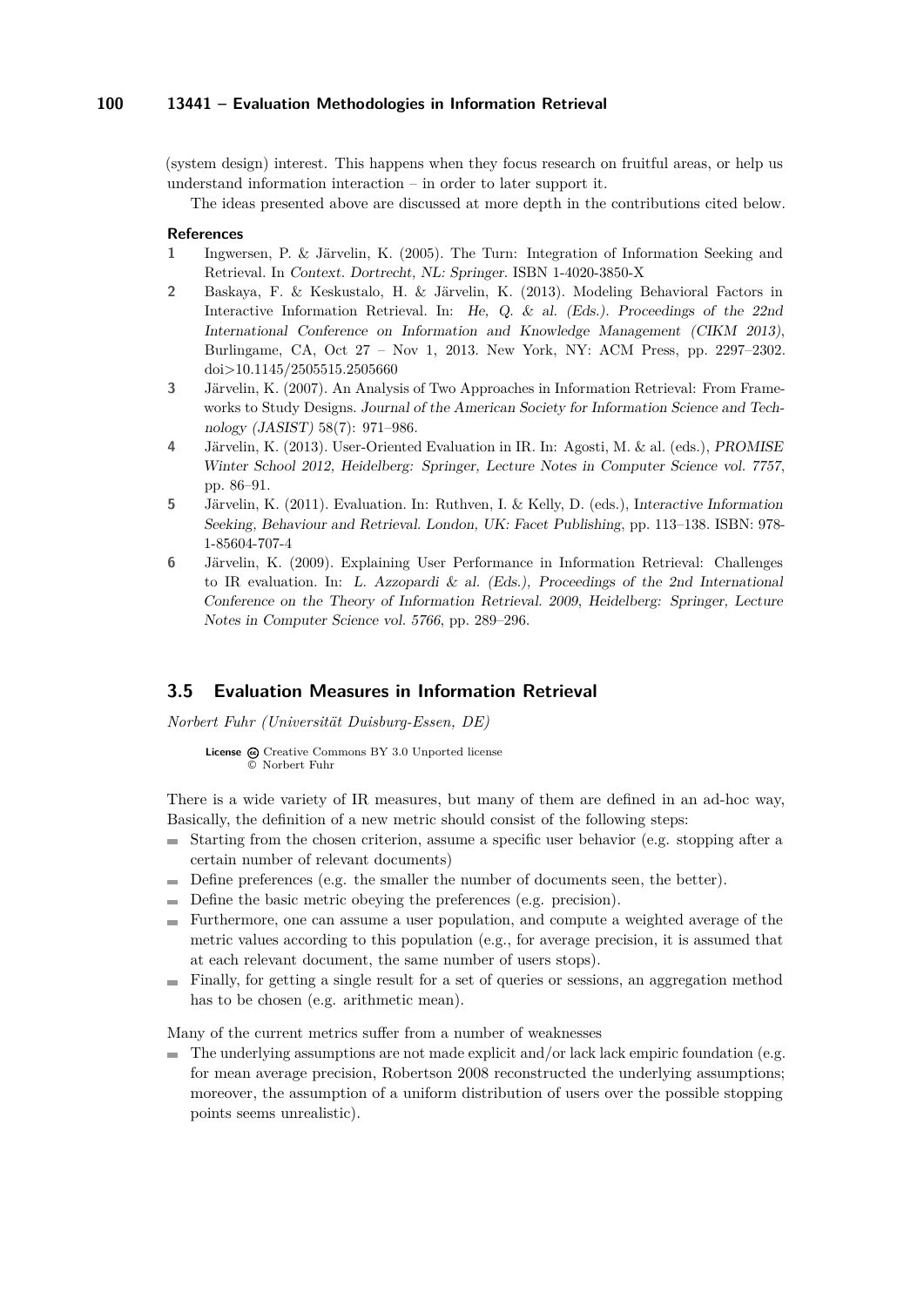(system design) interest. This happens when they focus research on fruitful areas, or help us understand information interaction – in order to later support it.

The ideas presented above are discussed at more depth in the contributions cited below.

**References**

1. Ingwersen, P. & Järvelin, K. (2005). The Turn: Integration of Information Seeking and Retrieval. In *Context. Dortrecht, NL: Springer*. ISBN 1-4020-3850-X
2. Baskaya, F. & Keskustalo, H. & Järvelin, K. (2013). Modeling Behavioral Factors in Interactive Information Retrieval. In: *He, Q. & al. (Eds.). Proceedings of the 22nd International Conference on Information and Knowledge Management (CIKM 2013)*, Burlingame, CA, Oct 27 – Nov 1, 2013. New York, NY: ACM Press, pp. 2297–2302. doi>10.1145/2505515.2505660
3. Järvelin, K. (2007). An Analysis of Two Approaches in Information Retrieval: From Frameworks to Study Designs. *Journal of the American Society for Information Science and Technology (JASIST)* 58(7): 971–986.
4. Järvelin, K. (2013). User-Oriented Evaluation in IR. In: Agosti, M. & al. (eds.), *PROMISE Winter School 2012, Heidelberg: Springer, Lecture Notes in Computer Science vol. 7757*, pp. 86–91.
5. Järvelin, K. (2011). Evaluation. In: Ruthven, I. & Kelly, D. (eds.), I*nteractive Information Seeking, Behaviour and Retrieval. London, UK: Facet Publishing*, pp. 113–138. ISBN: 978-1-85604-707-4
6. Järvelin, K. (2009). Explaining User Performance in Information Retrieval: Challenges to IR evaluation. In: *L. Azzopardi & al. (Eds.), Proceedings of the 2nd International Conference on the Theory of Information Retrieval. 2009, Heidelberg: Springer, Lecture Notes in Computer Science vol. 5766*, pp. 289–296.

## 3.5 Evaluation Measures in Information Retrieval

*Norbert Fuhr (Universität Duisburg-Essen, DE)*

**License** Creative Commons BY 3.0 Unported license
© Norbert Fuhr

There is a wide variety of IR measures, but many of them are defined in an ad-hoc way, Basically, the definition of a new metric should consist of the following steps:

- Starting from the chosen criterion, assume a specific user behavior (e.g. stopping after a certain number of relevant documents)
- Define preferences (e.g. the smaller the number of documents seen, the better).
- Define the basic metric obeying the preferences (e.g. precision).
- Furthermore, one can assume a user population, and compute a weighted average of the metric values according to this population (e.g., for average precision, it is assumed that at each relevant document, the same number of users stops).
- Finally, for getting a single result for a set of queries or sessions, an aggregation method has to be chosen (e.g. arithmetic mean).

Many of the current metrics suffer from a number of weaknesses

- The underlying assumptions are not made explicit and/or lack lack empiric foundation (e.g. for mean average precision, Robertson 2008 reconstructed the underlying assumptions; moreover, the assumption of a uniform distribution of users over the possible stopping points seems unrealistic).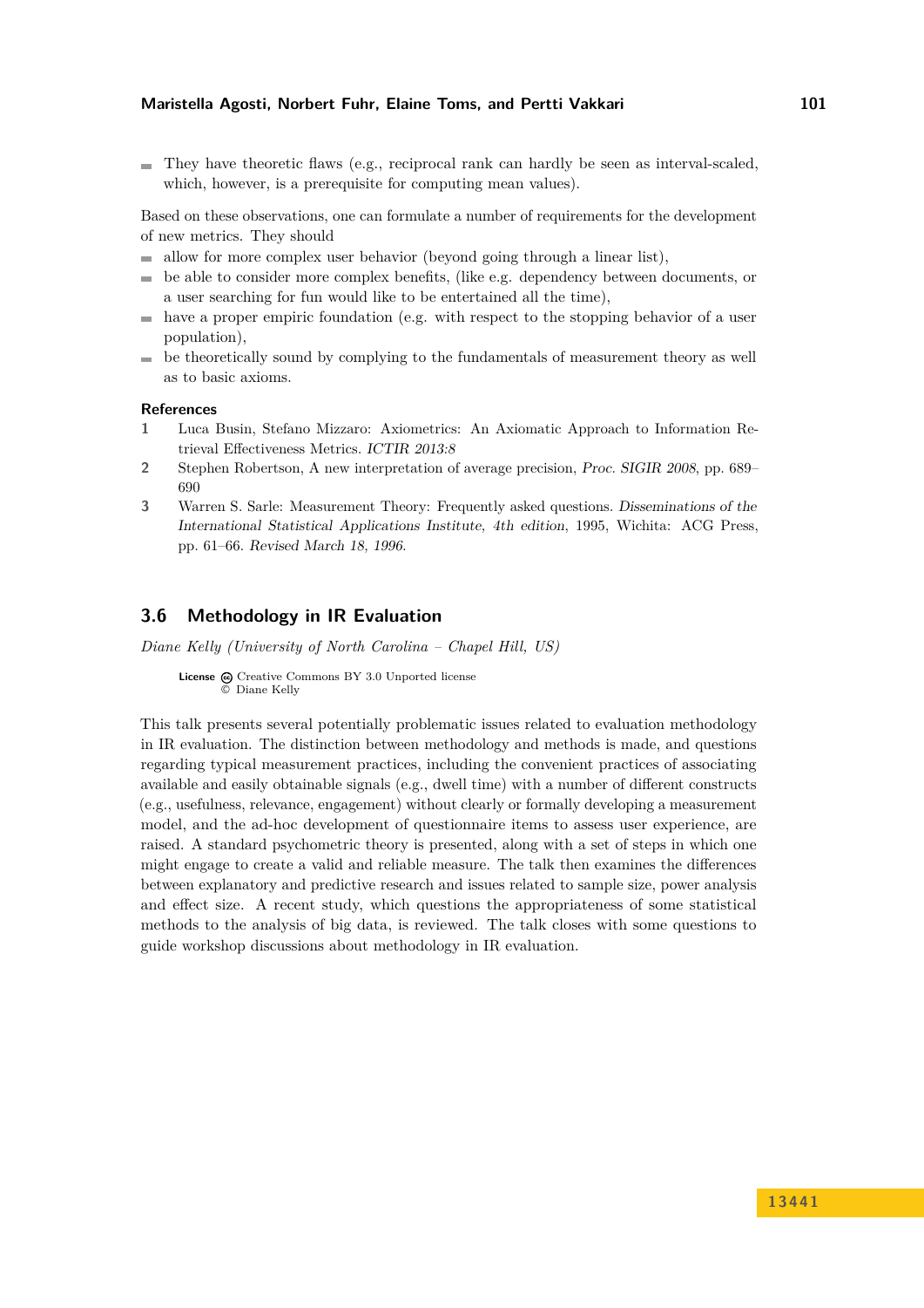- They have theoretic flaws (e.g., reciprocal rank can hardly be seen as interval-scaled, which, however, is a prerequisite for computing mean values).

Based on these observations, one can formulate a number of requirements for the development of new metrics. They should

- allow for more complex user behavior (beyond going through a linear list),
- be able to consider more complex benefits, (like e.g. dependency between documents, or a user searching for fun would like to be entertained all the time),
- have a proper empiric foundation (e.g. with respect to the stopping behavior of a user population),
- be theoretically sound by complying to the fundamentals of measurement theory as well as to basic axioms.

**References**

1. Luca Busin, Stefano Mizzaro: Axiometrics: An Axiomatic Approach to Information Retrieval Effectiveness Metrics. *ICTIR 2013:8*
2. Stephen Robertson, A new interpretation of average precision, *Proc. SIGIR 2008*, pp. 689–690
3. Warren S. Sarle: Measurement Theory: Frequently asked questions. *Disseminations of the International Statistical Applications Institute, 4th edition*, 1995, Wichita: ACG Press, pp. 61–66. *Revised March 18, 1996.*

## 3.6 Methodology in IR Evaluation

*Diane Kelly (University of North Carolina – Chapel Hill, US)*

**License** Creative Commons BY 3.0 Unported license
© Diane Kelly

This talk presents several potentially problematic issues related to evaluation methodology in IR evaluation. The distinction between methodology and methods is made, and questions regarding typical measurement practices, including the convenient practices of associating available and easily obtainable signals (e.g., dwell time) with a number of different constructs (e.g., usefulness, relevance, engagement) without clearly or formally developing a measurement model, and the ad-hoc development of questionnaire items to assess user experience, are raised. A standard psychometric theory is presented, along with a set of steps in which one might engage to create a valid and reliable measure. The talk then examines the differences between explanatory and predictive research and issues related to sample size, power analysis and effect size. A recent study, which questions the appropriateness of some statistical methods to the analysis of big data, is reviewed. The talk closes with some questions to guide workshop discussions about methodology in IR evaluation.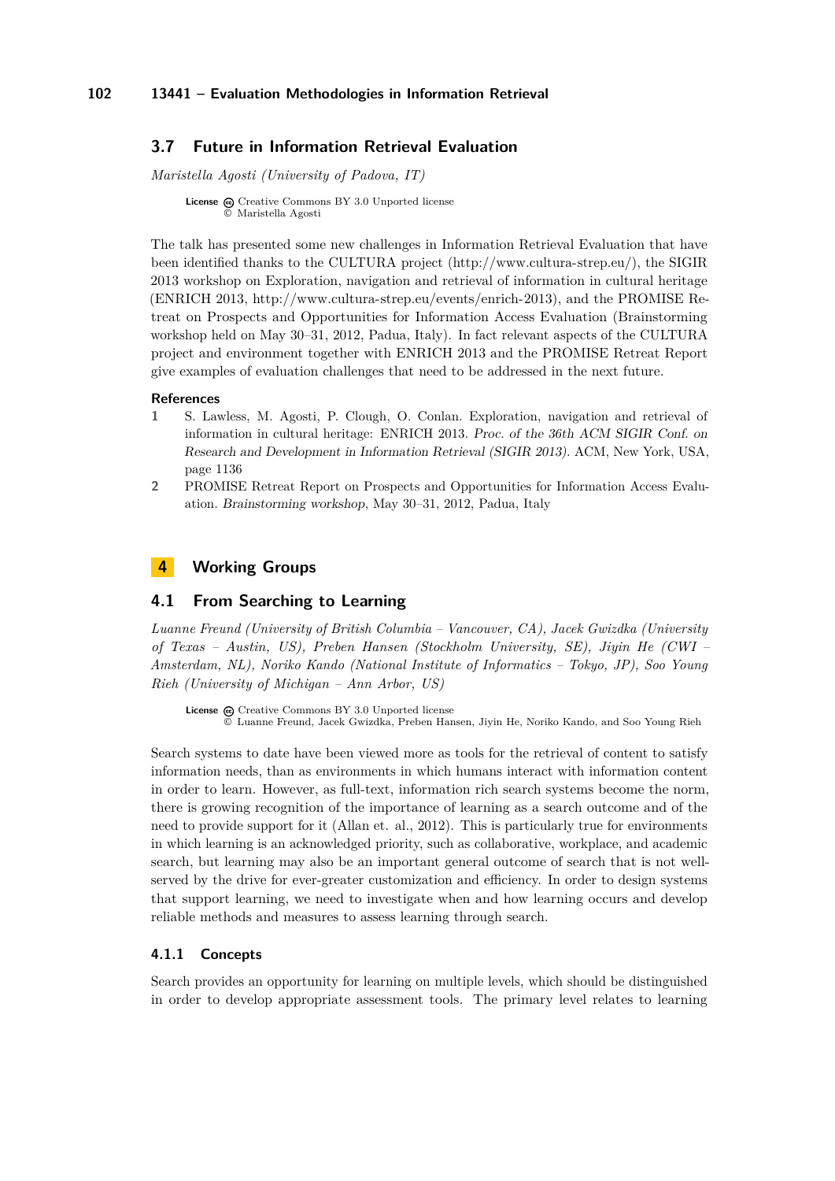### 3.7 Future in Information Retrieval Evaluation

*Maristella Agosti (University of Padova, IT)*

**License** Creative Commons BY 3.0 Unported license
© Maristella Agosti

The talk has presented some new challenges in Information Retrieval Evaluation that have been identified thanks to the CULTURA project (http://www.cultura-strep.eu/), the SIGIR 2013 workshop on Exploration, navigation and retrieval of information in cultural heritage (ENRICH 2013, http://www.cultura-strep.eu/events/enrich-2013), and the PROMISE Retreat on Prospects and Opportunities for Information Access Evaluation (Brainstorming workshop held on May 30–31, 2012, Padua, Italy). In fact relevant aspects of the CULTURA project and environment together with ENRICH 2013 and the PROMISE Retreat Report give examples of evaluation challenges that need to be addressed in the next future.

#### References

1. S. Lawless, M. Agosti, P. Clough, O. Conlan. Exploration, navigation and retrieval of information in cultural heritage: ENRICH 2013. *Proc. of the 36th ACM SIGIR Conf. on Research and Development in Information Retrieval (SIGIR 2013)*. ACM, New York, USA, page 1136
2. PROMISE Retreat Report on Prospects and Opportunities for Information Access Evaluation. *Brainstorming workshop*, May 30–31, 2012, Padua, Italy

## 4 Working Groups

### 4.1 From Searching to Learning

*Luanne Freund (University of British Columbia – Vancouver, CA), Jacek Gwizdka (University of Texas – Austin, US), Preben Hansen (Stockholm University, SE), Jiyin He (CWI – Amsterdam, NL), Noriko Kando (National Institute of Informatics – Tokyo, JP), Soo Young Rieh (University of Michigan – Ann Arbor, US)*

**License** Creative Commons BY 3.0 Unported license
© Luanne Freund, Jacek Gwizdka, Preben Hansen, Jiyin He, Noriko Kando, and Soo Young Rieh

Search systems to date have been viewed more as tools for the retrieval of content to satisfy information needs, than as environments in which humans interact with information content in order to learn. However, as full-text, information rich search systems become the norm, there is growing recognition of the importance of learning as a search outcome and of the need to provide support for it (Allan et. al., 2012). This is particularly true for environments in which learning is an acknowledged priority, such as collaborative, workplace, and academic search, but learning may also be an important general outcome of search that is not well-served by the drive for ever-greater customization and efficiency. In order to design systems that support learning, we need to investigate when and how learning occurs and develop reliable methods and measures to assess learning through search.

#### 4.1.1 Concepts

Search provides an opportunity for learning on multiple levels, which should be distinguished in order to develop appropriate assessment tools. The primary level relates to learning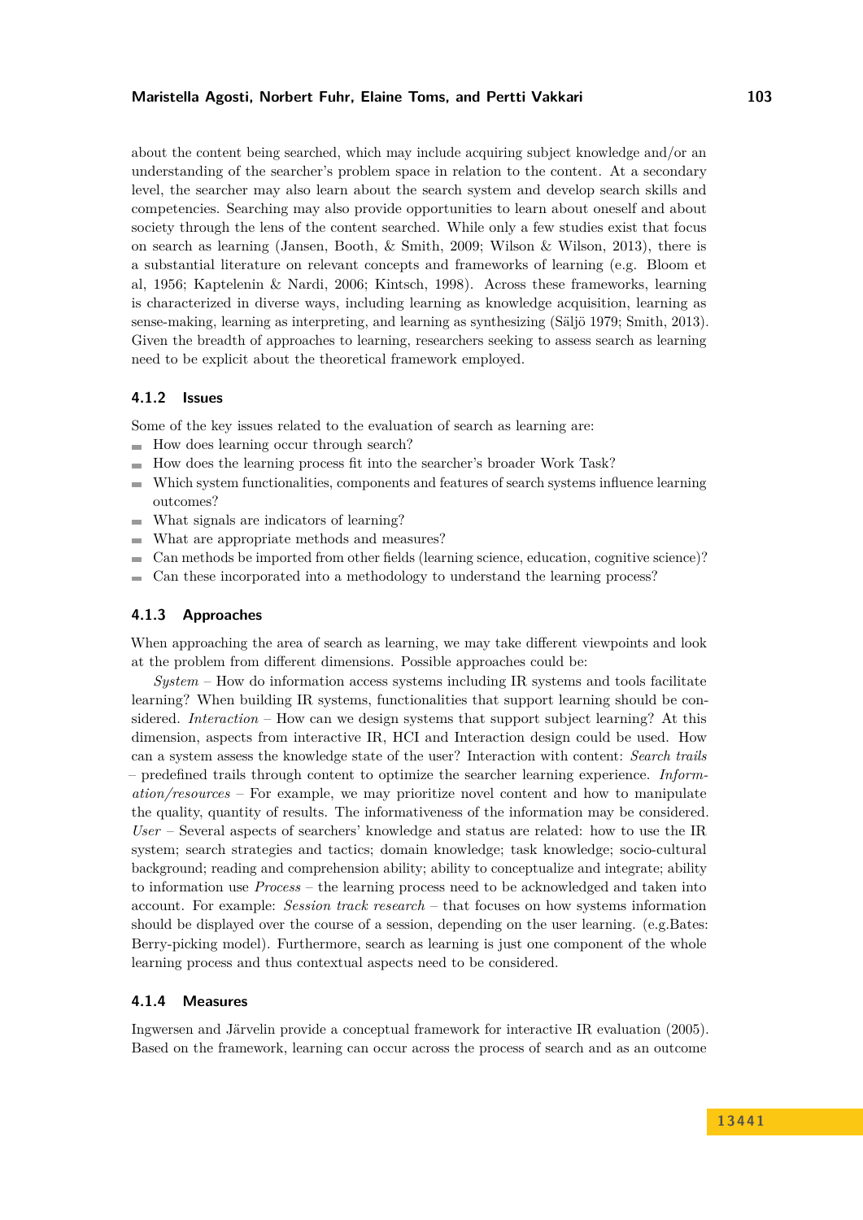about the content being searched, which may include acquiring subject knowledge and/or an understanding of the searcher's problem space in relation to the content. At a secondary level, the searcher may also learn about the search system and develop search skills and competencies. Searching may also provide opportunities to learn about oneself and about society through the lens of the content searched. While only a few studies exist that focus on search as learning (Jansen, Booth, & Smith, 2009; Wilson & Wilson, 2013), there is a substantial literature on relevant concepts and frameworks of learning (e.g. Bloom et al, 1956; Kaptelenin & Nardi, 2006; Kintsch, 1998). Across these frameworks, learning is characterized in diverse ways, including learning as knowledge acquisition, learning as sense-making, learning as interpreting, and learning as synthesizing (Säljö 1979; Smith, 2013). Given the breadth of approaches to learning, researchers seeking to assess search as learning need to be explicit about the theoretical framework employed.

### 4.1.2 Issues

Some of the key issues related to the evaluation of search as learning are:

- How does learning occur through search?
- How does the learning process fit into the searcher's broader Work Task?
- Which system functionalities, components and features of search systems influence learning outcomes?
- What signals are indicators of learning?
- What are appropriate methods and measures?
- Can methods be imported from other fields (learning science, education, cognitive science)?
- Can these incorporated into a methodology to understand the learning process?

### 4.1.3 Approaches

When approaching the area of search as learning, we may take different viewpoints and look at the problem from different dimensions. Possible approaches could be:

*System* – How do information access systems including IR systems and tools facilitate learning? When building IR systems, functionalities that support learning should be considered. *Interaction* – How can we design systems that support subject learning? At this dimension, aspects from interactive IR, HCI and Interaction design could be used. How can a system assess the knowledge state of the user? Interaction with content: *Search trails* – predefined trails through content to optimize the searcher learning experience. *Information/resources* – For example, we may prioritize novel content and how to manipulate the quality, quantity of results. The informativeness of the information may be considered. *User* – Several aspects of searchers' knowledge and status are related: how to use the IR system; search strategies and tactics; domain knowledge; task knowledge; socio-cultural background; reading and comprehension ability; ability to conceptualize and integrate; ability to information use *Process* – the learning process need to be acknowledged and taken into account. For example: *Session track research* – that focuses on how systems information should be displayed over the course of a session, depending on the user learning. (e.g.Bates: Berry-picking model). Furthermore, search as learning is just one component of the whole learning process and thus contextual aspects need to be considered.

### 4.1.4 Measures

Ingwersen and Järvelin provide a conceptual framework for interactive IR evaluation (2005). Based on the framework, learning can occur across the process of search and as an outcome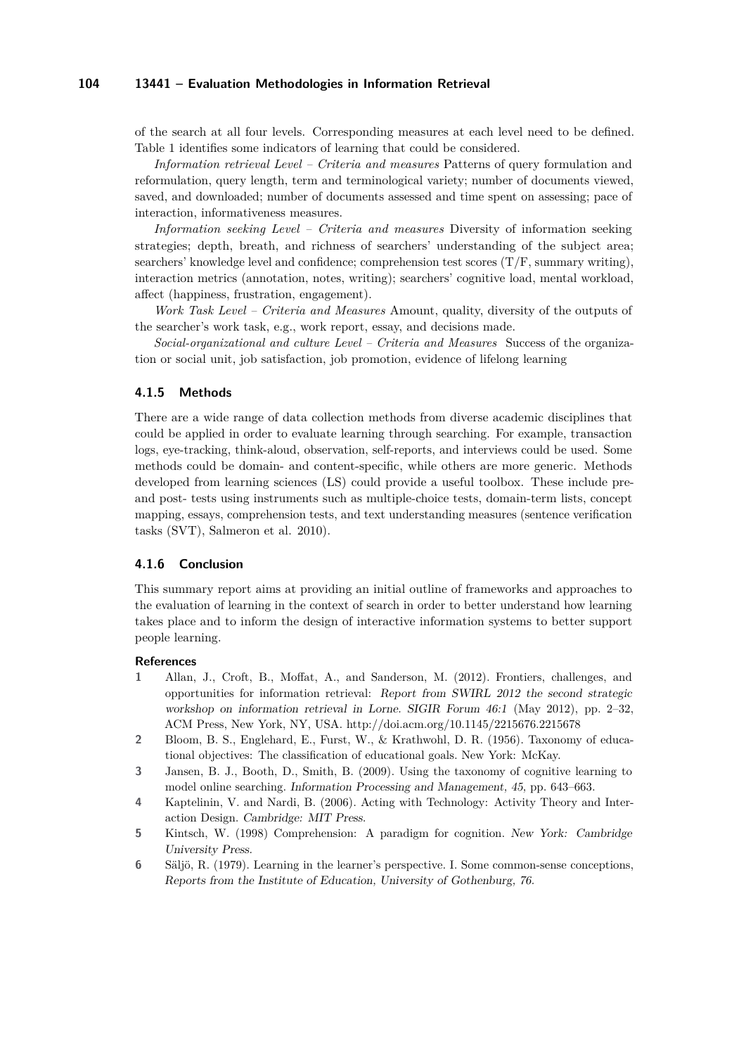of the search at all four levels. Corresponding measures at each level need to be defined. Table 1 identifies some indicators of learning that could be considered.

*Information retrieval Level – Criteria and measures* Patterns of query formulation and reformulation, query length, term and terminological variety; number of documents viewed, saved, and downloaded; number of documents assessed and time spent on assessing; pace of interaction, informativeness measures.

*Information seeking Level – Criteria and measures* Diversity of information seeking strategies; depth, breath, and richness of searchers' understanding of the subject area; searchers' knowledge level and confidence; comprehension test scores (T/F, summary writing), interaction metrics (annotation, notes, writing); searchers' cognitive load, mental workload, affect (happiness, frustration, engagement).

*Work Task Level – Criteria and Measures* Amount, quality, diversity of the outputs of the searcher's work task, e.g., work report, essay, and decisions made.

*Social-organizational and culture Level – Criteria and Measures* Success of the organization or social unit, job satisfaction, job promotion, evidence of lifelong learning

### 4.1.5 Methods

There are a wide range of data collection methods from diverse academic disciplines that could be applied in order to evaluate learning through searching. For example, transaction logs, eye-tracking, think-aloud, observation, self-reports, and interviews could be used. Some methods could be domain- and content-specific, while others are more generic. Methods developed from learning sciences (LS) could provide a useful toolbox. These include pre- and post- tests using instruments such as multiple-choice tests, domain-term lists, concept mapping, essays, comprehension tests, and text understanding measures (sentence verification tasks (SVT), Salmeron et al. 2010).

### 4.1.6 Conclusion

This summary report aims at providing an initial outline of frameworks and approaches to the evaluation of learning in the context of search in order to better understand how learning takes place and to inform the design of interactive information systems to better support people learning.

#### References

1. Allan, J., Croft, B., Moffat, A., and Sanderson, M. (2012). Frontiers, challenges, and opportunities for information retrieval: *Report from SWIRL 2012 the second strategic workshop on information retrieval in Lorne. SIGIR Forum 46:1* (May 2012), pp. 2–32, ACM Press, New York, NY, USA. http://doi.acm.org/10.1145/2215676.2215678
2. Bloom, B. S., Englehard, E., Furst, W., & Krathwohl, D. R. (1956). Taxonomy of educational objectives: The classification of educational goals. New York: McKay.
3. Jansen, B. J., Booth, D., Smith, B. (2009). Using the taxonomy of cognitive learning to model online searching. *Information Processing and Management, 45*, pp. 643–663.
4. Kaptelinin, V. and Nardi, B. (2006). Acting with Technology: Activity Theory and Interaction Design. *Cambridge: MIT Press.*
5. Kintsch, W. (1998) Comprehension: A paradigm for cognition. *New York: Cambridge University Press.*
6. Säljö, R. (1979). Learning in the learner's perspective. I. Some common-sense conceptions, *Reports from the Institute of Education, University of Gothenburg, 76.*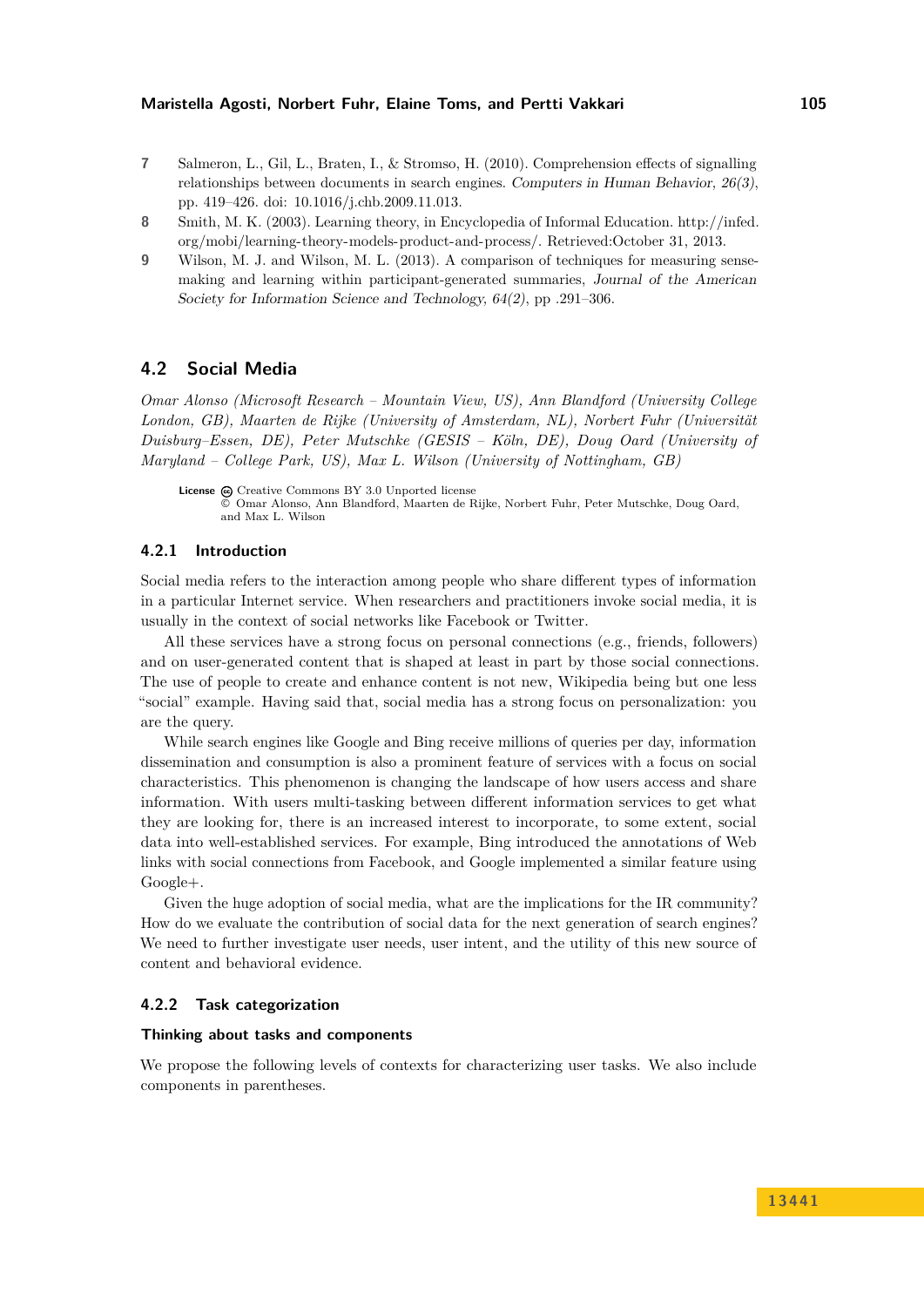7. Salmeron, L., Gil, L., Braten, I., & Stromso, H. (2010). Comprehension effects of signalling relationships between documents in search engines. *Computers in Human Behavior, 26(3)*, pp. 419–426. doi: 10.1016/j.chb.2009.11.013.
8. Smith, M. K. (2003). Learning theory, in Encyclopedia of Informal Education. http://infed.org/mobi/learning-theory-models-product-and-process/. Retrieved:October 31, 2013.
9. Wilson, M. J. and Wilson, M. L. (2013). A comparison of techniques for measuring sensemaking and learning within participant-generated summaries, *Journal of the American Society for Information Science and Technology, 64(2)*, pp .291–306.

## 4.2 Social Media

*Omar Alonso (Microsoft Research – Mountain View, US), Ann Blandford (University College London, GB), Maarten de Rijke (University of Amsterdam, NL), Norbert Fuhr (Universität Duisburg–Essen, DE), Peter Mutschke (GESIS – Köln, DE), Doug Oard (University of Maryland – College Park, US), Max L. Wilson (University of Nottingham, GB)*

**License** Creative Commons BY 3.0 Unported license
© Omar Alonso, Ann Blandford, Maarten de Rijke, Norbert Fuhr, Peter Mutschke, Doug Oard, and Max L. Wilson

### 4.2.1 Introduction

Social media refers to the interaction among people who share different types of information in a particular Internet service. When researchers and practitioners invoke social media, it is usually in the context of social networks like Facebook or Twitter.

All these services have a strong focus on personal connections (e.g., friends, followers) and on user-generated content that is shaped at least in part by those social connections. The use of people to create and enhance content is not new, Wikipedia being but one less "social" example. Having said that, social media has a strong focus on personalization: you are the query.

While search engines like Google and Bing receive millions of queries per day, information dissemination and consumption is also a prominent feature of services with a focus on social characteristics. This phenomenon is changing the landscape of how users access and share information. With users multi-tasking between different information services to get what they are looking for, there is an increased interest to incorporate, to some extent, social data into well-established services. For example, Bing introduced the annotations of Web links with social connections from Facebook, and Google implemented a similar feature using Google+.

Given the huge adoption of social media, what are the implications for the IR community? How do we evaluate the contribution of social data for the next generation of search engines? We need to further investigate user needs, user intent, and the utility of this new source of content and behavioral evidence.

### 4.2.2 Task categorization

#### Thinking about tasks and components

We propose the following levels of contexts for characterizing user tasks. We also include components in parentheses.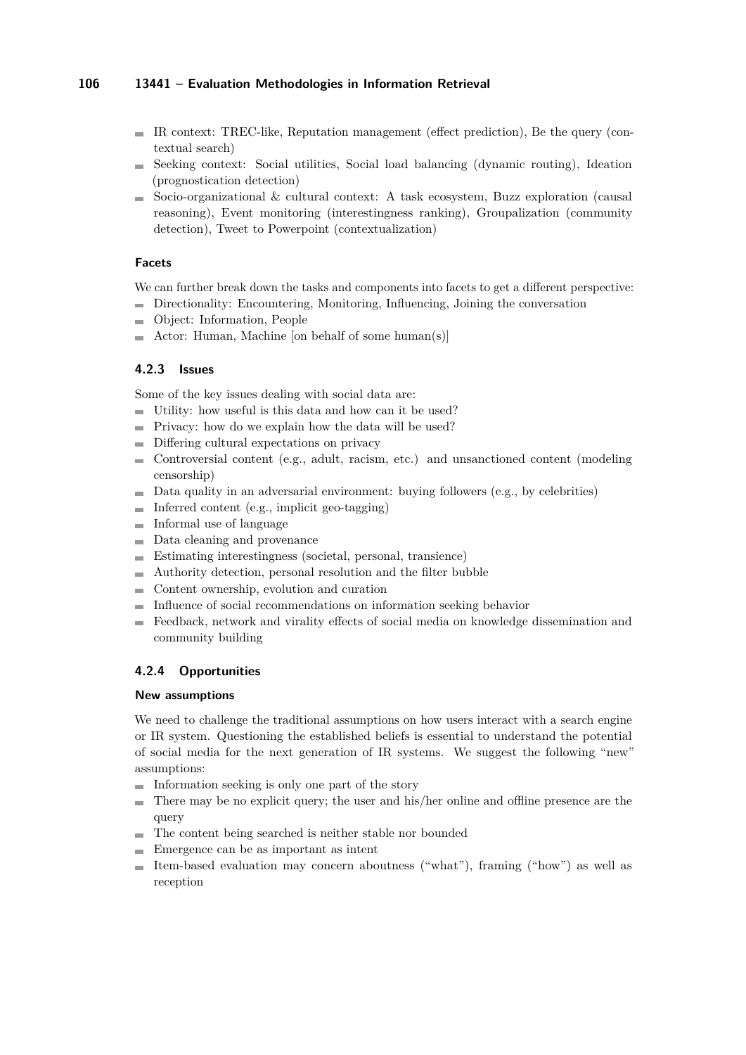- IR context: TREC-like, Reputation management (effect prediction), Be the query (contextual search)
- Seeking context: Social utilities, Social load balancing (dynamic routing), Ideation (prognostication detection)
- Socio-organizational & cultural context: A task ecosystem, Buzz exploration (causal reasoning), Event monitoring (interestingness ranking), Groupalization (community detection), Tweet to Powerpoint (contextualization)

#### Facets

We can further break down the tasks and components into facets to get a different perspective:

- Directionality: Encountering, Monitoring, Influencing, Joining the conversation
- Object: Information, People
- Actor: Human, Machine [on behalf of some human(s)]

### 4.2.3 Issues

Some of the key issues dealing with social data are:

- Utility: how useful is this data and how can it be used?
- Privacy: how do we explain how the data will be used?
- Differing cultural expectations on privacy
- Controversial content (e.g., adult, racism, etc.) and unsanctioned content (modeling censorship)
- Data quality in an adversarial environment: buying followers (e.g., by celebrities)
- Inferred content (e.g., implicit geo-tagging)
- Informal use of language
- Data cleaning and provenance
- Estimating interestingness (societal, personal, transience)
- Authority detection, personal resolution and the filter bubble
- Content ownership, evolution and curation
- Influence of social recommendations on information seeking behavior
- Feedback, network and virality effects of social media on knowledge dissemination and community building

### 4.2.4 Opportunities

#### New assumptions

We need to challenge the traditional assumptions on how users interact with a search engine or IR system. Questioning the established beliefs is essential to understand the potential of social media for the next generation of IR systems. We suggest the following "new" assumptions:

- Information seeking is only one part of the story
- There may be no explicit query; the user and his/her online and offline presence are the query
- The content being searched is neither stable nor bounded
- Emergence can be as important as intent
- Item-based evaluation may concern aboutness ("what"), framing ("how") as well as reception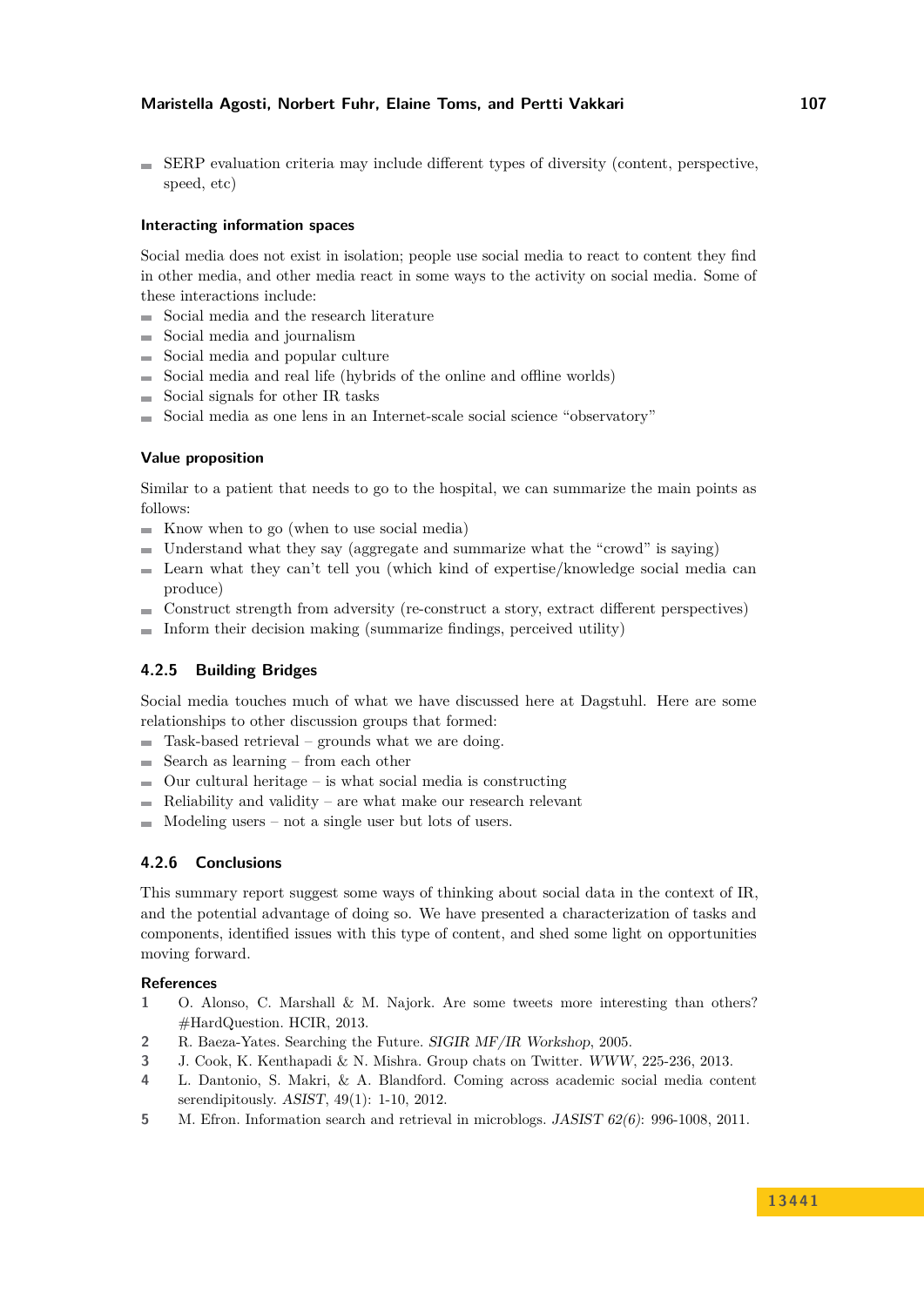- SERP evaluation criteria may include different types of diversity (content, perspective, speed, etc)

**Interacting information spaces**

Social media does not exist in isolation; people use social media to react to content they find in other media, and other media react in some ways to the activity on social media. Some of these interactions include:

- Social media and the research literature
- Social media and journalism
- Social media and popular culture
- Social media and real life (hybrids of the online and offline worlds)
- Social signals for other IR tasks
- Social media as one lens in an Internet-scale social science "observatory"

**Value proposition**

Similar to a patient that needs to go to the hospital, we can summarize the main points as follows:

- Know when to go (when to use social media)
- Understand what they say (aggregate and summarize what the "crowd" is saying)
- Learn what they can't tell you (which kind of expertise/knowledge social media can produce)
- Construct strength from adversity (re-construct a story, extract different perspectives)
- Inform their decision making (summarize findings, perceived utility)

### 4.2.5 Building Bridges

Social media touches much of what we have discussed here at Dagstuhl. Here are some relationships to other discussion groups that formed:

- Task-based retrieval – grounds what we are doing.
- Search as learning – from each other
- Our cultural heritage – is what social media is constructing
- Reliability and validity – are what make our research relevant
- Modeling users – not a single user but lots of users.

### 4.2.6 Conclusions

This summary report suggest some ways of thinking about social data in the context of IR, and the potential advantage of doing so. We have presented a characterization of tasks and components, identified issues with this type of content, and shed some light on opportunities moving forward.

**References**

1. O. Alonso, C. Marshall & M. Najork. Are some tweets more interesting than others? #HardQuestion. HCIR, 2013.
2. R. Baeza-Yates. Searching the Future. *SIGIR MF/IR Workshop*, 2005.
3. J. Cook, K. Kenthapadi & N. Mishra. Group chats on Twitter. *WWW*, 225-236, 2013.
4. L. Dantonio, S. Makri, & A. Blandford. Coming across academic social media content serendipitously. *ASIST*, 49(1): 1-10, 2012.
5. M. Efron. Information search and retrieval in microblogs. *JASIST 62(6)*: 996-1008, 2011.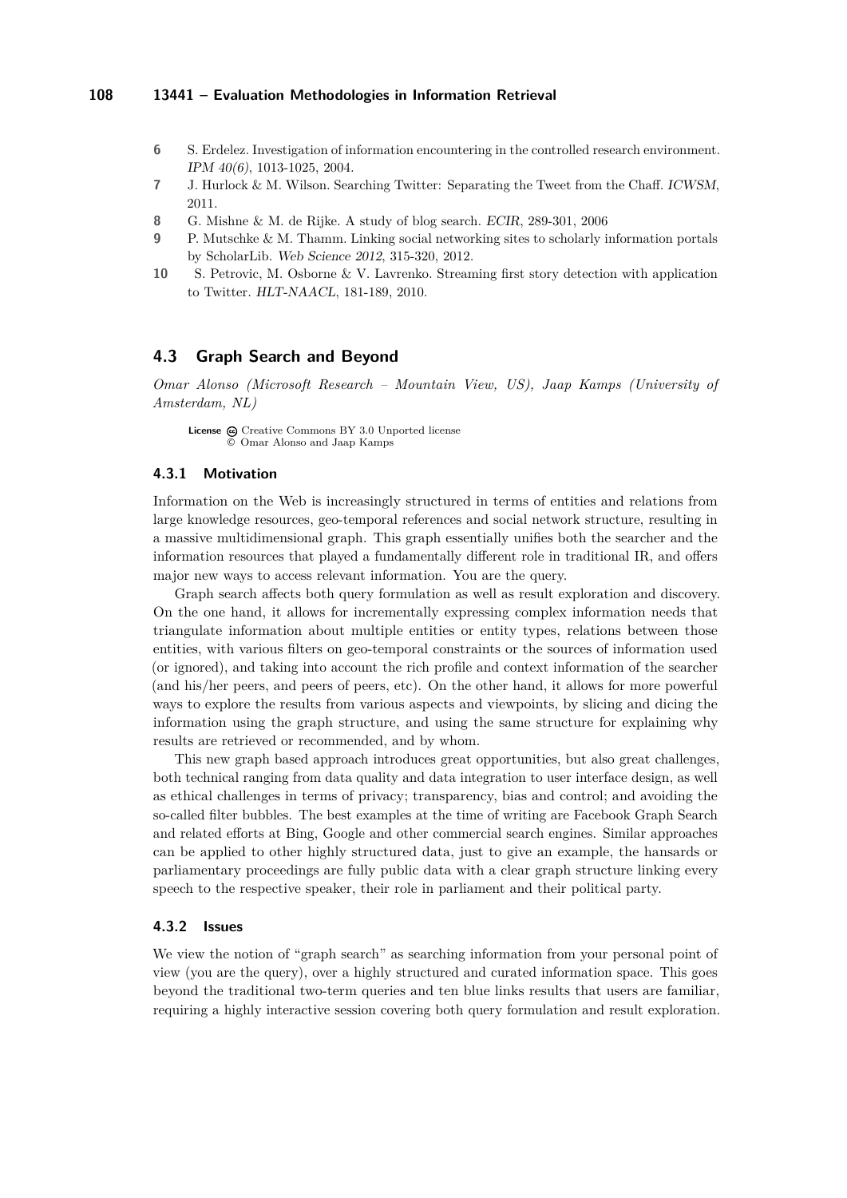6. S. Erdelez. Investigation of information encountering in the controlled research environment. *IPM 40(6)*, 1013-1025, 2004.
7. J. Hurlock & M. Wilson. Searching Twitter: Separating the Tweet from the Chaff. *ICWSM*, 2011.
8. G. Mishne & M. de Rijke. A study of blog search. *ECIR*, 289-301, 2006
9. P. Mutschke & M. Thamm. Linking social networking sites to scholarly information portals by ScholarLib. *Web Science 2012*, 315-320, 2012.
10. S. Petrovic, M. Osborne & V. Lavrenko. Streaming first story detection with application to Twitter. *HLT-NAACL*, 181-189, 2010.

## 4.3 Graph Search and Beyond

*Omar Alonso (Microsoft Research – Mountain View, US), Jaap Kamps (University of Amsterdam, NL)*

**License** Creative Commons BY 3.0 Unported license
© Omar Alonso and Jaap Kamps

### 4.3.1 Motivation

Information on the Web is increasingly structured in terms of entities and relations from large knowledge resources, geo-temporal references and social network structure, resulting in a massive multidimensional graph. This graph essentially unifies both the searcher and the information resources that played a fundamentally different role in traditional IR, and offers major new ways to access relevant information. You are the query.

Graph search affects both query formulation as well as result exploration and discovery. On the one hand, it allows for incrementally expressing complex information needs that triangulate information about multiple entities or entity types, relations between those entities, with various filters on geo-temporal constraints or the sources of information used (or ignored), and taking into account the rich profile and context information of the searcher (and his/her peers, and peers of peers, etc). On the other hand, it allows for more powerful ways to explore the results from various aspects and viewpoints, by slicing and dicing the information using the graph structure, and using the same structure for explaining why results are retrieved or recommended, and by whom.

This new graph based approach introduces great opportunities, but also great challenges, both technical ranging from data quality and data integration to user interface design, as well as ethical challenges in terms of privacy; transparency, bias and control; and avoiding the so-called filter bubbles. The best examples at the time of writing are Facebook Graph Search and related efforts at Bing, Google and other commercial search engines. Similar approaches can be applied to other highly structured data, just to give an example, the hansards or parliamentary proceedings are fully public data with a clear graph structure linking every speech to the respective speaker, their role in parliament and their political party.

### 4.3.2 Issues

We view the notion of "graph search" as searching information from your personal point of view (you are the query), over a highly structured and curated information space. This goes beyond the traditional two-term queries and ten blue links results that users are familiar, requiring a highly interactive session covering both query formulation and result exploration.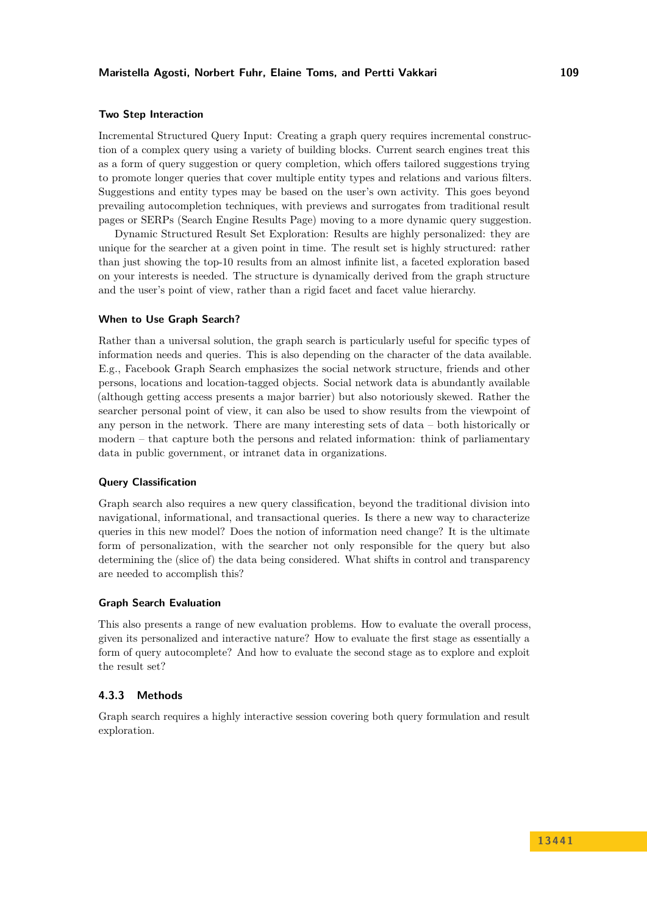#### Two Step Interaction

Incremental Structured Query Input: Creating a graph query requires incremental construction of a complex query using a variety of building blocks. Current search engines treat this as a form of query suggestion or query completion, which offers tailored suggestions trying to promote longer queries that cover multiple entity types and relations and various filters. Suggestions and entity types may be based on the user's own activity. This goes beyond prevailing autocompletion techniques, with previews and surrogates from traditional result pages or SERPs (Search Engine Results Page) moving to a more dynamic query suggestion.

Dynamic Structured Result Set Exploration: Results are highly personalized: they are unique for the searcher at a given point in time. The result set is highly structured: rather than just showing the top-10 results from an almost infinite list, a faceted exploration based on your interests is needed. The structure is dynamically derived from the graph structure and the user's point of view, rather than a rigid facet and facet value hierarchy.

#### When to Use Graph Search?

Rather than a universal solution, the graph search is particularly useful for specific types of information needs and queries. This is also depending on the character of the data available. E.g., Facebook Graph Search emphasizes the social network structure, friends and other persons, locations and location-tagged objects. Social network data is abundantly available (although getting access presents a major barrier) but also notoriously skewed. Rather the searcher personal point of view, it can also be used to show results from the viewpoint of any person in the network. There are many interesting sets of data – both historically or modern – that capture both the persons and related information: think of parliamentary data in public government, or intranet data in organizations.

#### Query Classification

Graph search also requires a new query classification, beyond the traditional division into navigational, informational, and transactional queries. Is there a new way to characterize queries in this new model? Does the notion of information need change? It is the ultimate form of personalization, with the searcher not only responsible for the query but also determining the (slice of) the data being considered. What shifts in control and transparency are needed to accomplish this?

#### Graph Search Evaluation

This also presents a range of new evaluation problems. How to evaluate the overall process, given its personalized and interactive nature? How to evaluate the first stage as essentially a form of query autocomplete? And how to evaluate the second stage as to explore and exploit the result set?

### 4.3.3 Methods

Graph search requires a highly interactive session covering both query formulation and result exploration.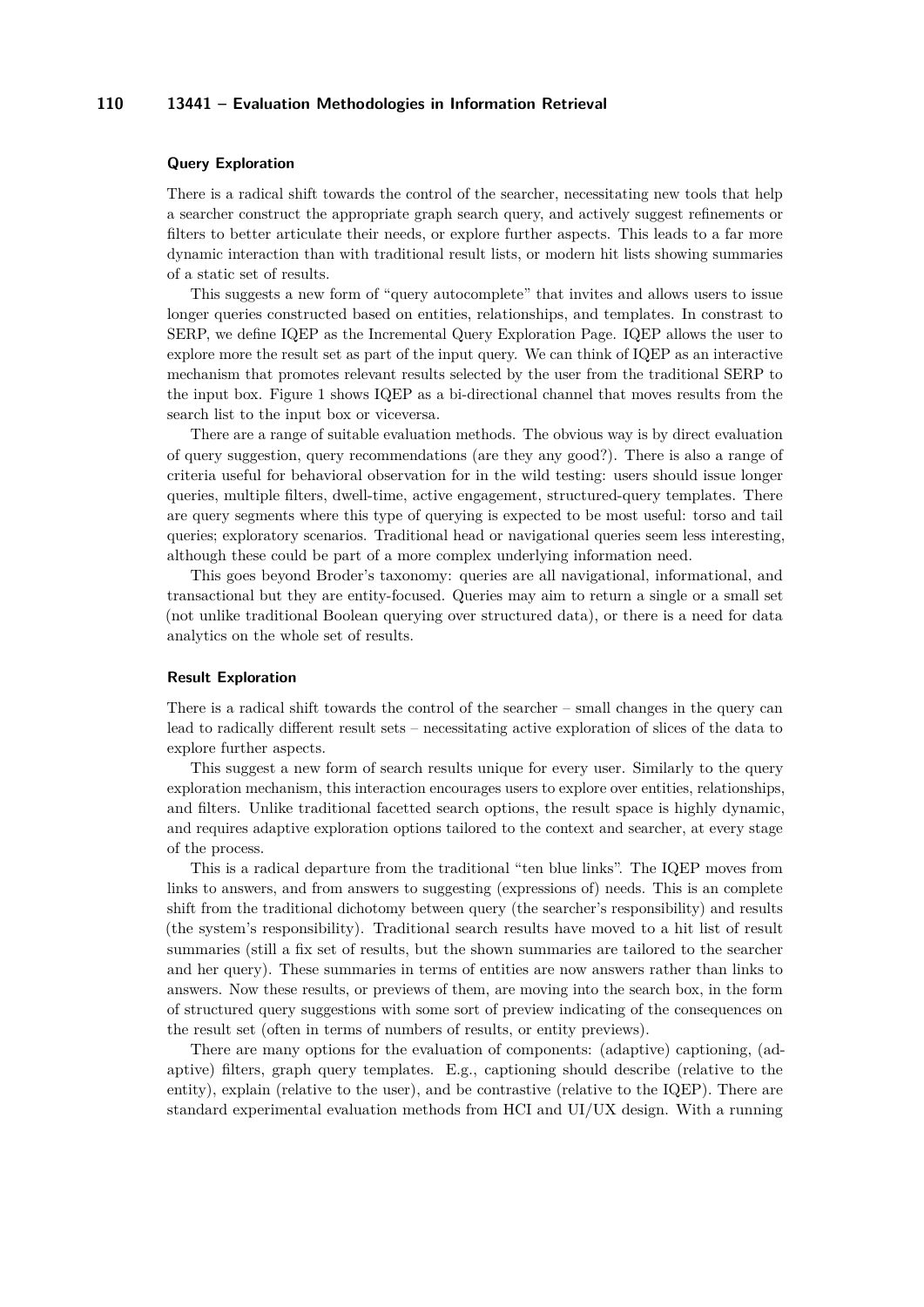### Query Exploration

There is a radical shift towards the control of the searcher, necessitating new tools that help a searcher construct the appropriate graph search query, and actively suggest refinements or filters to better articulate their needs, or explore further aspects. This leads to a far more dynamic interaction than with traditional result lists, or modern hit lists showing summaries of a static set of results.

This suggests a new form of "query autocomplete" that invites and allows users to issue longer queries constructed based on entities, relationships, and templates. In constrast to SERP, we define IQEP as the Incremental Query Exploration Page. IQEP allows the user to explore more the result set as part of the input query. We can think of IQEP as an interactive mechanism that promotes relevant results selected by the user from the traditional SERP to the input box. Figure 1 shows IQEP as a bi-directional channel that moves results from the search list to the input box or viceversa.

There are a range of suitable evaluation methods. The obvious way is by direct evaluation of query suggestion, query recommendations (are they any good?). There is also a range of criteria useful for behavioral observation for in the wild testing: users should issue longer queries, multiple filters, dwell-time, active engagement, structured-query templates. There are query segments where this type of querying is expected to be most useful: torso and tail queries; exploratory scenarios. Traditional head or navigational queries seem less interesting, although these could be part of a more complex underlying information need.

This goes beyond Broder's taxonomy: queries are all navigational, informational, and transactional but they are entity-focused. Queries may aim to return a single or a small set (not unlike traditional Boolean querying over structured data), or there is a need for data analytics on the whole set of results.

### Result Exploration

There is a radical shift towards the control of the searcher – small changes in the query can lead to radically different result sets – necessitating active exploration of slices of the data to explore further aspects.

This suggest a new form of search results unique for every user. Similarly to the query exploration mechanism, this interaction encourages users to explore over entities, relationships, and filters. Unlike traditional facetted search options, the result space is highly dynamic, and requires adaptive exploration options tailored to the context and searcher, at every stage of the process.

This is a radical departure from the traditional "ten blue links". The IQEP moves from links to answers, and from answers to suggesting (expressions of) needs. This is an complete shift from the traditional dichotomy between query (the searcher's responsibility) and results (the system's responsibility). Traditional search results have moved to a hit list of result summaries (still a fix set of results, but the shown summaries are tailored to the searcher and her query). These summaries in terms of entities are now answers rather than links to answers. Now these results, or previews of them, are moving into the search box, in the form of structured query suggestions with some sort of preview indicating of the consequences on the result set (often in terms of numbers of results, or entity previews).

There are many options for the evaluation of components: (adaptive) captioning, (adaptive) filters, graph query templates. E.g., captioning should describe (relative to the entity), explain (relative to the user), and be contrastive (relative to the IQEP). There are standard experimental evaluation methods from HCI and UI/UX design. With a running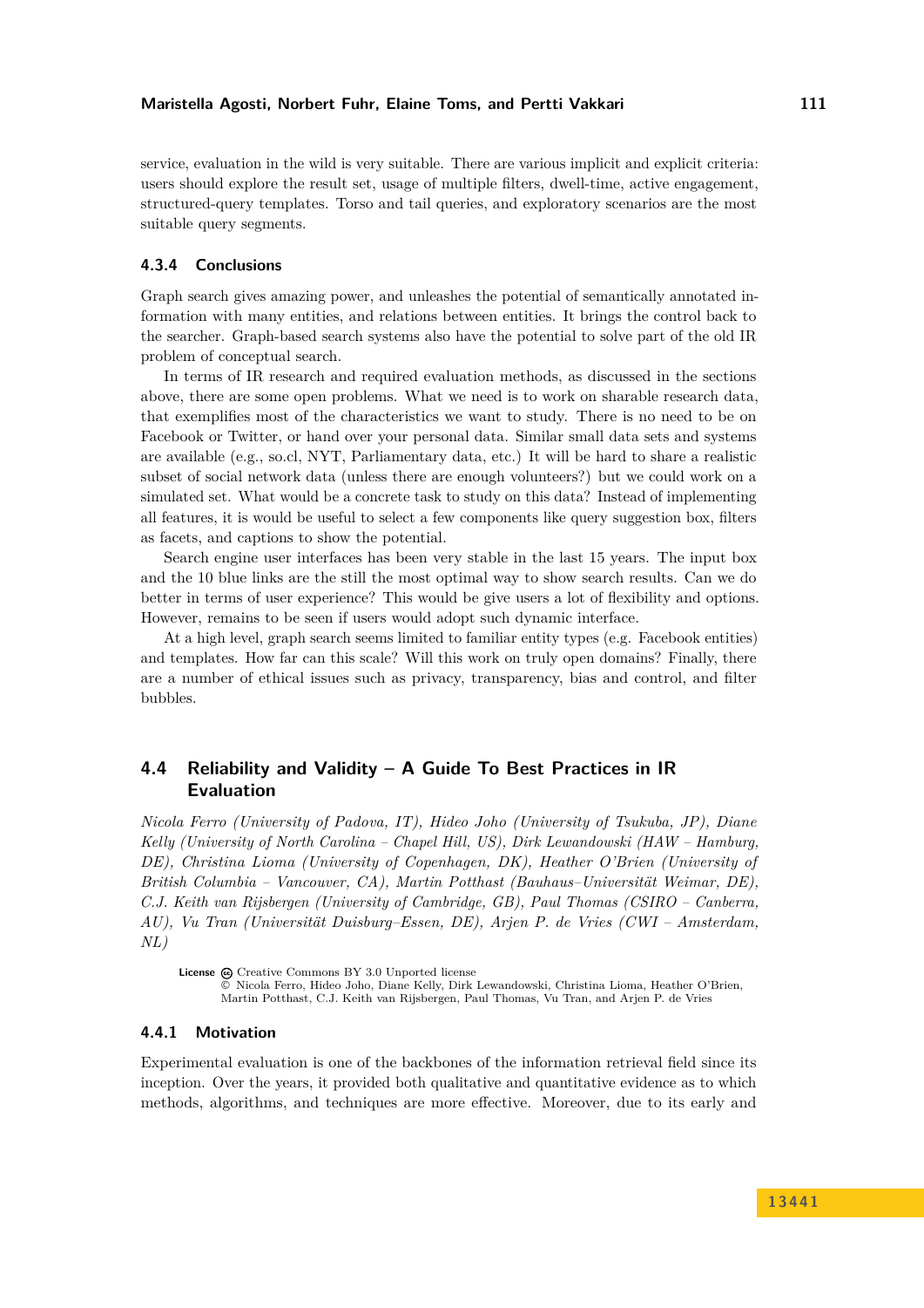service, evaluation in the wild is very suitable. There are various implicit and explicit criteria: users should explore the result set, usage of multiple filters, dwell-time, active engagement, structured-query templates. Torso and tail queries, and exploratory scenarios are the most suitable query segments.

### 4.3.4 Conclusions

Graph search gives amazing power, and unleashes the potential of semantically annotated information with many entities, and relations between entities. It brings the control back to the searcher. Graph-based search systems also have the potential to solve part of the old IR problem of conceptual search.

In terms of IR research and required evaluation methods, as discussed in the sections above, there are some open problems. What we need is to work on sharable research data, that exemplifies most of the characteristics we want to study. There is no need to be on Facebook or Twitter, or hand over your personal data. Similar small data sets and systems are available (e.g., so.cl, NYT, Parliamentary data, etc.) It will be hard to share a realistic subset of social network data (unless there are enough volunteers?) but we could work on a simulated set. What would be a concrete task to study on this data? Instead of implementing all features, it is would be useful to select a few components like query suggestion box, filters as facets, and captions to show the potential.

Search engine user interfaces has been very stable in the last 15 years. The input box and the 10 blue links are the still the most optimal way to show search results. Can we do better in terms of user experience? This would be give users a lot of flexibility and options. However, remains to be seen if users would adopt such dynamic interface.

At a high level, graph search seems limited to familiar entity types (e.g. Facebook entities) and templates. How far can this scale? Will this work on truly open domains? Finally, there are a number of ethical issues such as privacy, transparency, bias and control, and filter bubbles.

## 4.4 Reliability and Validity – A Guide To Best Practices in IR Evaluation

*Nicola Ferro (University of Padova, IT), Hideo Joho (University of Tsukuba, JP), Diane Kelly (University of North Carolina – Chapel Hill, US), Dirk Lewandowski (HAW – Hamburg, DE), Christina Lioma (University of Copenhagen, DK), Heather O'Brien (University of British Columbia – Vancouver, CA), Martin Potthast (Bauhaus–Universität Weimar, DE), C.J. Keith van Rijsbergen (University of Cambridge, GB), Paul Thomas (CSIRO – Canberra, AU), Vu Tran (Universität Duisburg–Essen, DE), Arjen P. de Vries (CWI – Amsterdam, NL)*

**License** Creative Commons BY 3.0 Unported license
© Nicola Ferro, Hideo Joho, Diane Kelly, Dirk Lewandowski, Christina Lioma, Heather O'Brien, Martin Potthast, C.J. Keith van Rijsbergen, Paul Thomas, Vu Tran, and Arjen P. de Vries

### 4.4.1 Motivation

Experimental evaluation is one of the backbones of the information retrieval field since its inception. Over the years, it provided both qualitative and quantitative evidence as to which methods, algorithms, and techniques are more effective. Moreover, due to its early and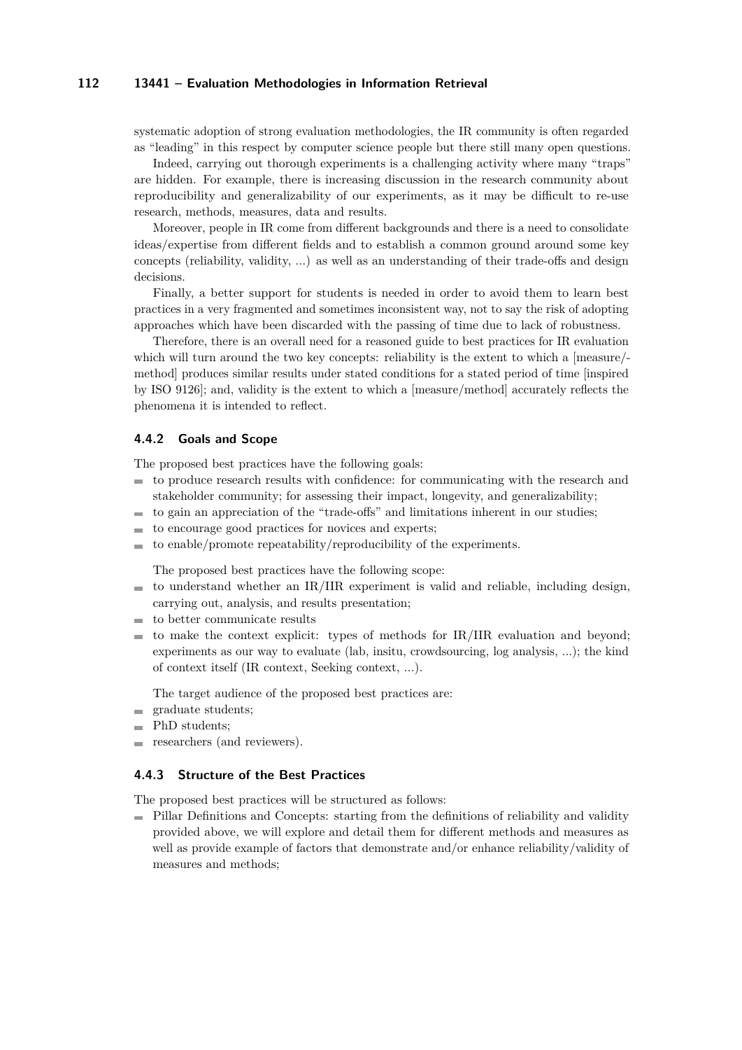systematic adoption of strong evaluation methodologies, the IR community is often regarded as "leading" in this respect by computer science people but there still many open questions.

Indeed, carrying out thorough experiments is a challenging activity where many "traps" are hidden. For example, there is increasing discussion in the research community about reproducibility and generalizability of our experiments, as it may be difficult to re-use research, methods, measures, data and results.

Moreover, people in IR come from different backgrounds and there is a need to consolidate ideas/expertise from different fields and to establish a common ground around some key concepts (reliability, validity, ...) as well as an understanding of their trade-offs and design decisions.

Finally, a better support for students is needed in order to avoid them to learn best practices in a very fragmented and sometimes inconsistent way, not to say the risk of adopting approaches which have been discarded with the passing of time due to lack of robustness.

Therefore, there is an overall need for a reasoned guide to best practices for IR evaluation which will turn around the two key concepts: reliability is the extent to which a [measure/-method] produces similar results under stated conditions for a stated period of time [inspired by ISO 9126]; and, validity is the extent to which a [measure/method] accurately reflects the phenomena it is intended to reflect.

### 4.4.2 Goals and Scope

The proposed best practices have the following goals:

- to produce research results with confidence: for communicating with the research and stakeholder community; for assessing their impact, longevity, and generalizability;
- to gain an appreciation of the "trade-offs" and limitations inherent in our studies;
- to encourage good practices for novices and experts;
- to enable/promote repeatability/reproducibility of the experiments.

The proposed best practices have the following scope:

- to understand whether an IR/IIR experiment is valid and reliable, including design, carrying out, analysis, and results presentation;
- to better communicate results
- to make the context explicit: types of methods for IR/IIR evaluation and beyond; experiments as our way to evaluate (lab, insitu, crowdsourcing, log analysis, ...); the kind of context itself (IR context, Seeking context, ...).

The target audience of the proposed best practices are:

- graduate students;
- PhD students;
- researchers (and reviewers).

### 4.4.3 Structure of the Best Practices

The proposed best practices will be structured as follows:

- Pillar Definitions and Concepts: starting from the definitions of reliability and validity provided above, we will explore and detail them for different methods and measures as well as provide example of factors that demonstrate and/or enhance reliability/validity of measures and methods;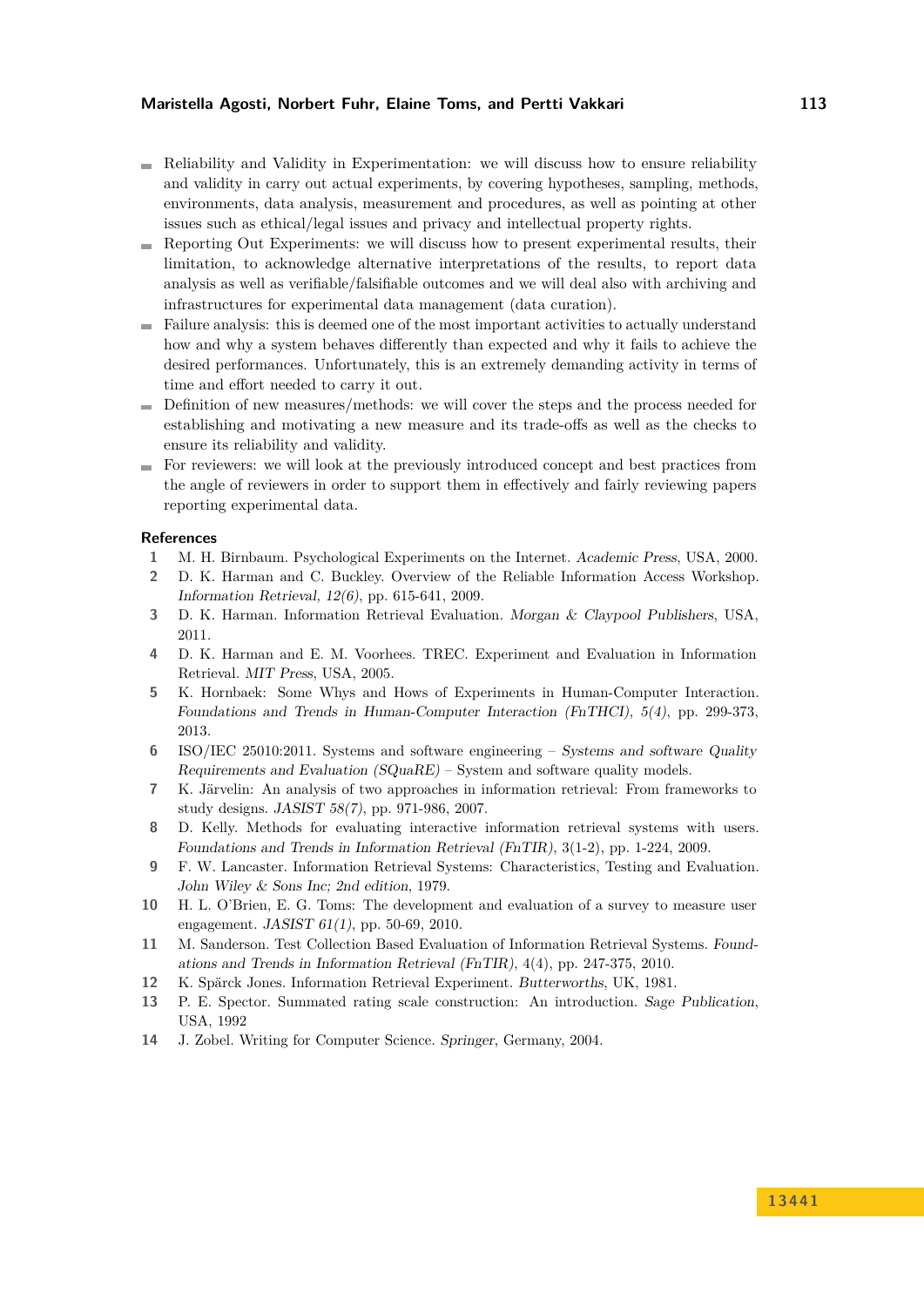- Reliability and Validity in Experimentation: we will discuss how to ensure reliability and validity in carry out actual experiments, by covering hypotheses, sampling, methods, environments, data analysis, measurement and procedures, as well as pointing at other issues such as ethical/legal issues and privacy and intellectual property rights.
- Reporting Out Experiments: we will discuss how to present experimental results, their limitation, to acknowledge alternative interpretations of the results, to report data analysis as well as verifiable/falsifiable outcomes and we will deal also with archiving and infrastructures for experimental data management (data curation).
- Failure analysis: this is deemed one of the most important activities to actually understand how and why a system behaves differently than expected and why it fails to achieve the desired performances. Unfortunately, this is an extremely demanding activity in terms of time and effort needed to carry it out.
- Definition of new measures/methods: we will cover the steps and the process needed for establishing and motivating a new measure and its trade-offs as well as the checks to ensure its reliability and validity.
- For reviewers: we will look at the previously introduced concept and best practices from the angle of reviewers in order to support them in effectively and fairly reviewing papers reporting experimental data.

### References

1. M. H. Birnbaum. Psychological Experiments on the Internet. *Academic Press*, USA, 2000.
2. D. K. Harman and C. Buckley. Overview of the Reliable Information Access Workshop. *Information Retrieval, 12(6)*, pp. 615-641, 2009.
3. D. K. Harman. Information Retrieval Evaluation. *Morgan & Claypool Publishers*, USA, 2011.
4. D. K. Harman and E. M. Voorhees. TREC. Experiment and Evaluation in Information Retrieval. *MIT Press*, USA, 2005.
5. K. Hornbaek: Some Whys and Hows of Experiments in Human-Computer Interaction. *Foundations and Trends in Human-Computer Interaction (FnTHCI), 5(4)*, pp. 299-373, 2013.
6. ISO/IEC 25010:2011. Systems and software engineering – *Systems and software Quality Requirements and Evaluation (SQuaRE)* – System and software quality models.
7. K. Järvelin: An analysis of two approaches in information retrieval: From frameworks to study designs. *JASIST 58(7)*, pp. 971-986, 2007.
8. D. Kelly. Methods for evaluating interactive information retrieval systems with users. *Foundations and Trends in Information Retrieval (FnTIR)*, 3(1-2), pp. 1-224, 2009.
9. F. W. Lancaster. Information Retrieval Systems: Characteristics, Testing and Evaluation. *John Wiley & Sons Inc; 2nd edition*, 1979.
10. H. L. O'Brien, E. G. Toms: The development and evaluation of a survey to measure user engagement. *JASIST 61(1)*, pp. 50-69, 2010.
11. M. Sanderson. Test Collection Based Evaluation of Information Retrieval Systems. *Foundations and Trends in Information Retrieval (FnTIR)*, 4(4), pp. 247-375, 2010.
12. K. Spärck Jones. Information Retrieval Experiment. *Butterworths*, UK, 1981.
13. P. E. Spector. Summated rating scale construction: An introduction. *Sage Publication*, USA, 1992
14. J. Zobel. Writing for Computer Science. *Springer*, Germany, 2004.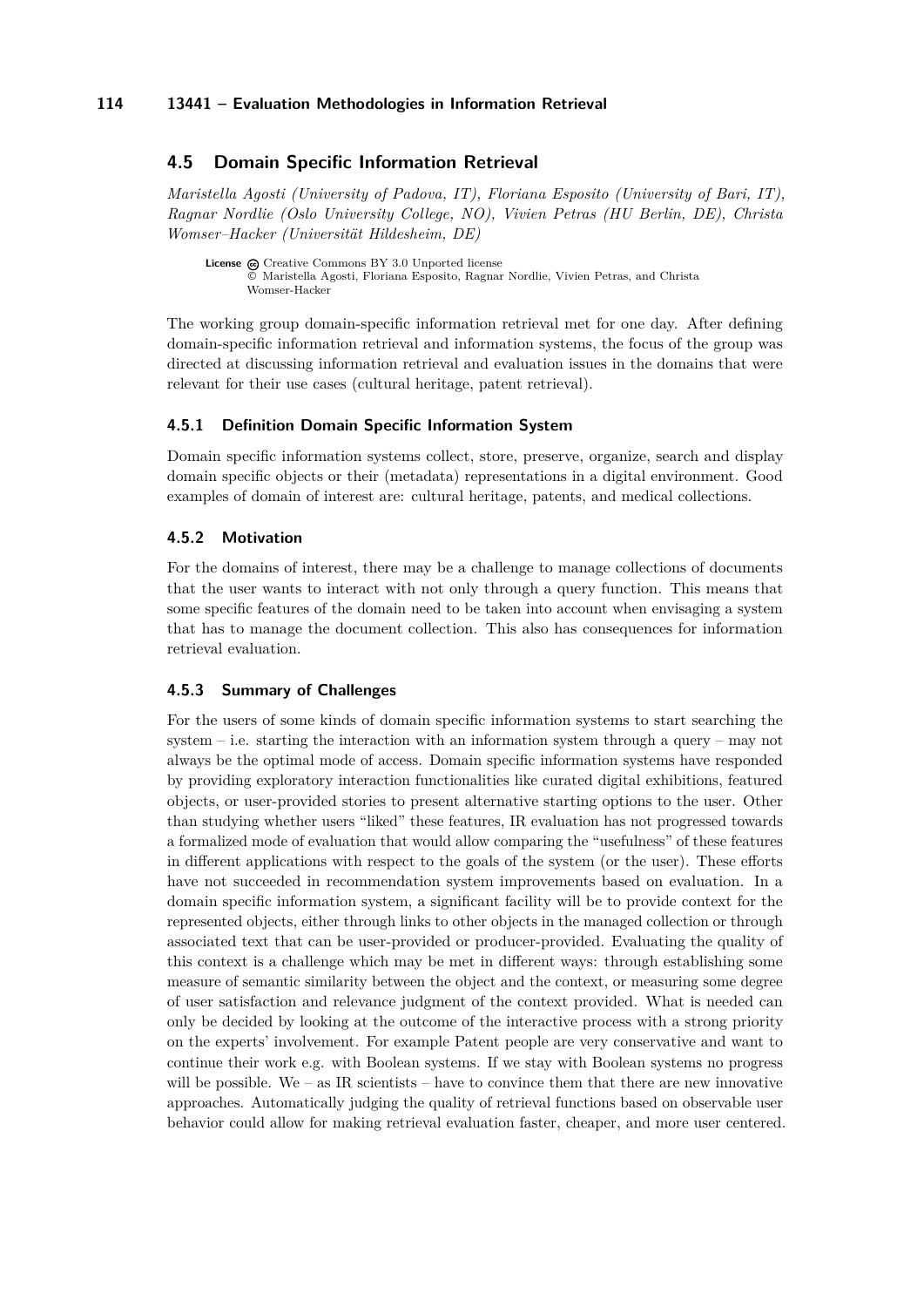## 4.5 Domain Specific Information Retrieval

*Maristella Agosti (University of Padova, IT), Floriana Esposito (University of Bari, IT), Ragnar Nordlie (Oslo University College, NO), Vivien Petras (HU Berlin, DE), Christa Womser–Hacker (Universität Hildesheim, DE)*

**License** Creative Commons BY 3.0 Unported license
© Maristella Agosti, Floriana Esposito, Ragnar Nordlie, Vivien Petras, and Christa Womser-Hacker

The working group domain-specific information retrieval met for one day. After defining domain-specific information retrieval and information systems, the focus of the group was directed at discussing information retrieval and evaluation issues in the domains that were relevant for their use cases (cultural heritage, patent retrieval).

### 4.5.1 Definition Domain Specific Information System

Domain specific information systems collect, store, preserve, organize, search and display domain specific objects or their (metadata) representations in a digital environment. Good examples of domain of interest are: cultural heritage, patents, and medical collections.

### 4.5.2 Motivation

For the domains of interest, there may be a challenge to manage collections of documents that the user wants to interact with not only through a query function. This means that some specific features of the domain need to be taken into account when envisaging a system that has to manage the document collection. This also has consequences for information retrieval evaluation.

### 4.5.3 Summary of Challenges

For the users of some kinds of domain specific information systems to start searching the system – i.e. starting the interaction with an information system through a query – may not always be the optimal mode of access. Domain specific information systems have responded by providing exploratory interaction functionalities like curated digital exhibitions, featured objects, or user-provided stories to present alternative starting options to the user. Other than studying whether users "liked" these features, IR evaluation has not progressed towards a formalized mode of evaluation that would allow comparing the "usefulness" of these features in different applications with respect to the goals of the system (or the user). These efforts have not succeeded in recommendation system improvements based on evaluation. In a domain specific information system, a significant facility will be to provide context for the represented objects, either through links to other objects in the managed collection or through associated text that can be user-provided or producer-provided. Evaluating the quality of this context is a challenge which may be met in different ways: through establishing some measure of semantic similarity between the object and the context, or measuring some degree of user satisfaction and relevance judgment of the context provided. What is needed can only be decided by looking at the outcome of the interactive process with a strong priority on the experts' involvement. For example Patent people are very conservative and want to continue their work e.g. with Boolean systems. If we stay with Boolean systems no progress will be possible. We – as IR scientists – have to convince them that there are new innovative approaches. Automatically judging the quality of retrieval functions based on observable user behavior could allow for making retrieval evaluation faster, cheaper, and more user centered.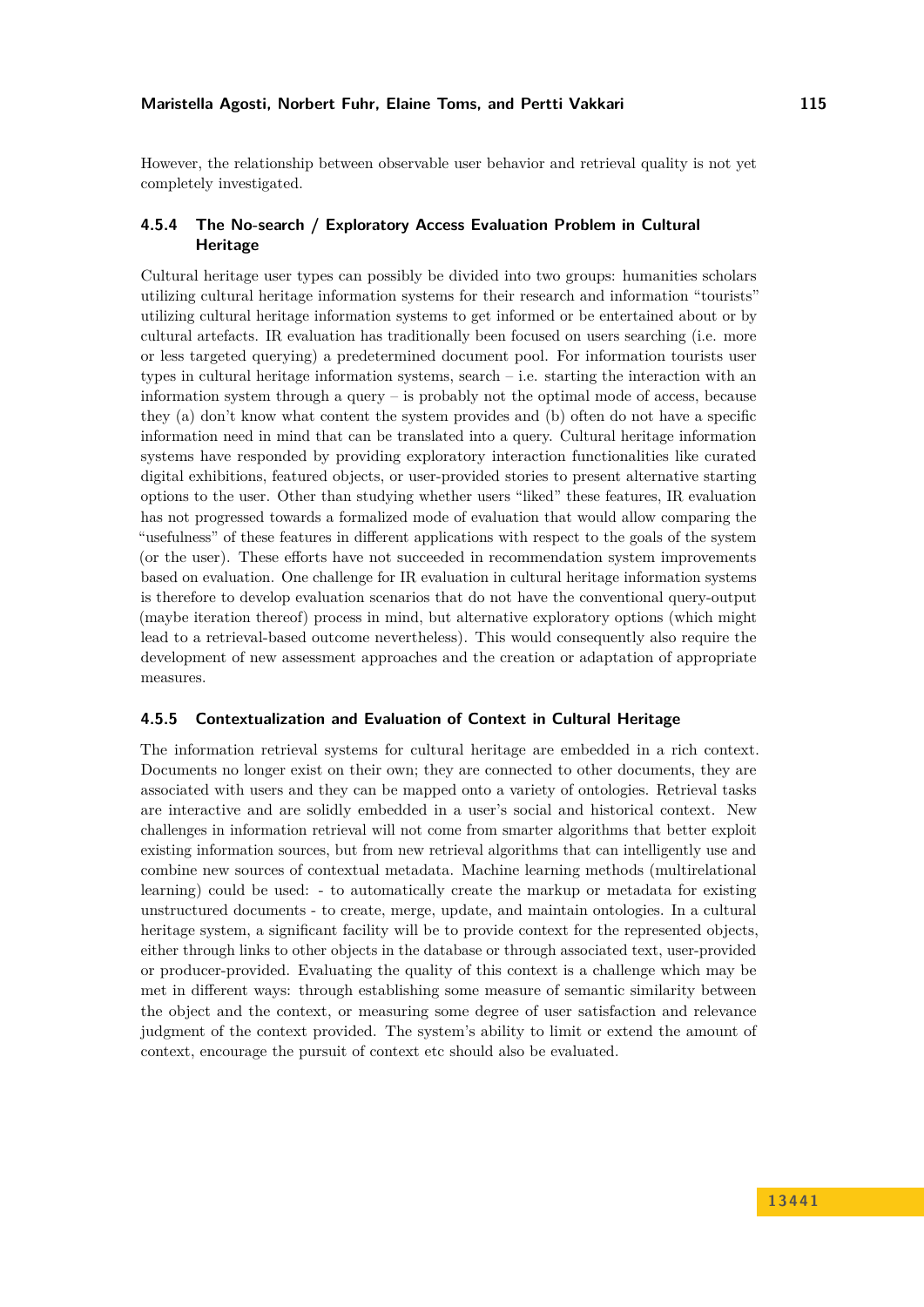However, the relationship between observable user behavior and retrieval quality is not yet completely investigated.

### 4.5.4 The No-search / Exploratory Access Evaluation Problem in Cultural Heritage

Cultural heritage user types can possibly be divided into two groups: humanities scholars utilizing cultural heritage information systems for their research and information "tourists" utilizing cultural heritage information systems to get informed or be entertained about or by cultural artefacts. IR evaluation has traditionally been focused on users searching (i.e. more or less targeted querying) a predetermined document pool. For information tourists user types in cultural heritage information systems, search – i.e. starting the interaction with an information system through a query – is probably not the optimal mode of access, because they (a) don't know what content the system provides and (b) often do not have a specific information need in mind that can be translated into a query. Cultural heritage information systems have responded by providing exploratory interaction functionalities like curated digital exhibitions, featured objects, or user-provided stories to present alternative starting options to the user. Other than studying whether users "liked" these features, IR evaluation has not progressed towards a formalized mode of evaluation that would allow comparing the "usefulness" of these features in different applications with respect to the goals of the system (or the user). These efforts have not succeeded in recommendation system improvements based on evaluation. One challenge for IR evaluation in cultural heritage information systems is therefore to develop evaluation scenarios that do not have the conventional query-output (maybe iteration thereof) process in mind, but alternative exploratory options (which might lead to a retrieval-based outcome nevertheless). This would consequently also require the development of new assessment approaches and the creation or adaptation of appropriate measures.

### 4.5.5 Contextualization and Evaluation of Context in Cultural Heritage

The information retrieval systems for cultural heritage are embedded in a rich context. Documents no longer exist on their own; they are connected to other documents, they are associated with users and they can be mapped onto a variety of ontologies. Retrieval tasks are interactive and are solidly embedded in a user's social and historical context. New challenges in information retrieval will not come from smarter algorithms that better exploit existing information sources, but from new retrieval algorithms that can intelligently use and combine new sources of contextual metadata. Machine learning methods (multirelational learning) could be used: - to automatically create the markup or metadata for existing unstructured documents - to create, merge, update, and maintain ontologies. In a cultural heritage system, a significant facility will be to provide context for the represented objects, either through links to other objects in the database or through associated text, user-provided or producer-provided. Evaluating the quality of this context is a challenge which may be met in different ways: through establishing some measure of semantic similarity between the object and the context, or measuring some degree of user satisfaction and relevance judgment of the context provided. The system's ability to limit or extend the amount of context, encourage the pursuit of context etc should also be evaluated.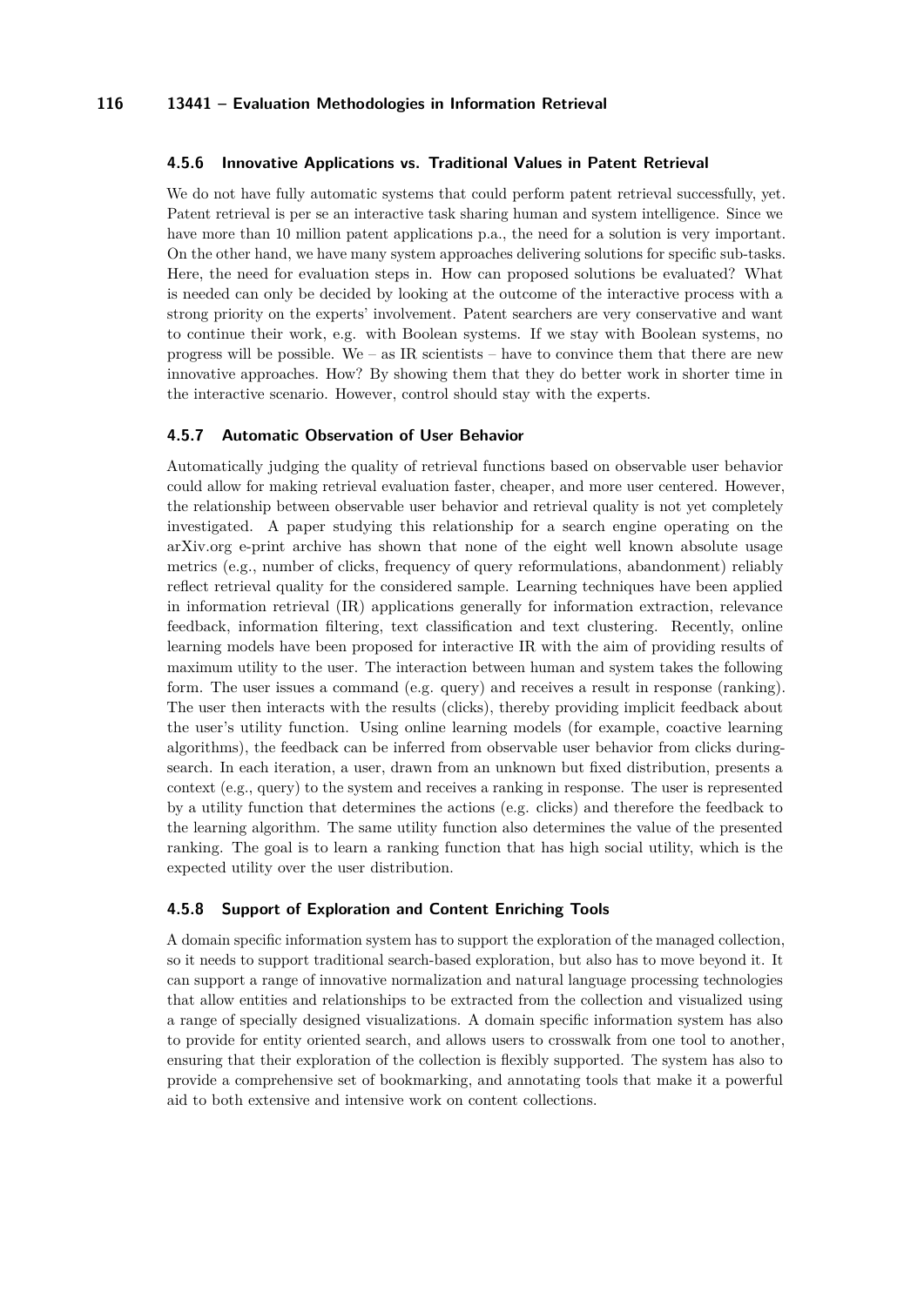### 4.5.6 Innovative Applications vs. Traditional Values in Patent Retrieval

We do not have fully automatic systems that could perform patent retrieval successfully, yet. Patent retrieval is per se an interactive task sharing human and system intelligence. Since we have more than 10 million patent applications p.a., the need for a solution is very important. On the other hand, we have many system approaches delivering solutions for specific sub-tasks. Here, the need for evaluation steps in. How can proposed solutions be evaluated? What is needed can only be decided by looking at the outcome of the interactive process with a strong priority on the experts' involvement. Patent searchers are very conservative and want to continue their work, e.g. with Boolean systems. If we stay with Boolean systems, no progress will be possible. We – as IR scientists – have to convince them that there are new innovative approaches. How? By showing them that they do better work in shorter time in the interactive scenario. However, control should stay with the experts.

### 4.5.7 Automatic Observation of User Behavior

Automatically judging the quality of retrieval functions based on observable user behavior could allow for making retrieval evaluation faster, cheaper, and more user centered. However, the relationship between observable user behavior and retrieval quality is not yet completely investigated. A paper studying this relationship for a search engine operating on the arXiv.org e-print archive has shown that none of the eight well known absolute usage metrics (e.g., number of clicks, frequency of query reformulations, abandonment) reliably reflect retrieval quality for the considered sample. Learning techniques have been applied in information retrieval (IR) applications generally for information extraction, relevance feedback, information filtering, text classification and text clustering. Recently, online learning models have been proposed for interactive IR with the aim of providing results of maximum utility to the user. The interaction between human and system takes the following form. The user issues a command (e.g. query) and receives a result in response (ranking). The user then interacts with the results (clicks), thereby providing implicit feedback about the user's utility function. Using online learning models (for example, coactive learning algorithms), the feedback can be inferred from observable user behavior from clicks during-search. In each iteration, a user, drawn from an unknown but fixed distribution, presents a context (e.g., query) to the system and receives a ranking in response. The user is represented by a utility function that determines the actions (e.g. clicks) and therefore the feedback to the learning algorithm. The same utility function also determines the value of the presented ranking. The goal is to learn a ranking function that has high social utility, which is the expected utility over the user distribution.

### 4.5.8 Support of Exploration and Content Enriching Tools

A domain specific information system has to support the exploration of the managed collection, so it needs to support traditional search-based exploration, but also has to move beyond it. It can support a range of innovative normalization and natural language processing technologies that allow entities and relationships to be extracted from the collection and visualized using a range of specially designed visualizations. A domain specific information system has also to provide for entity oriented search, and allows users to crosswalk from one tool to another, ensuring that their exploration of the collection is flexibly supported. The system has also to provide a comprehensive set of bookmarking, and annotating tools that make it a powerful aid to both extensive and intensive work on content collections.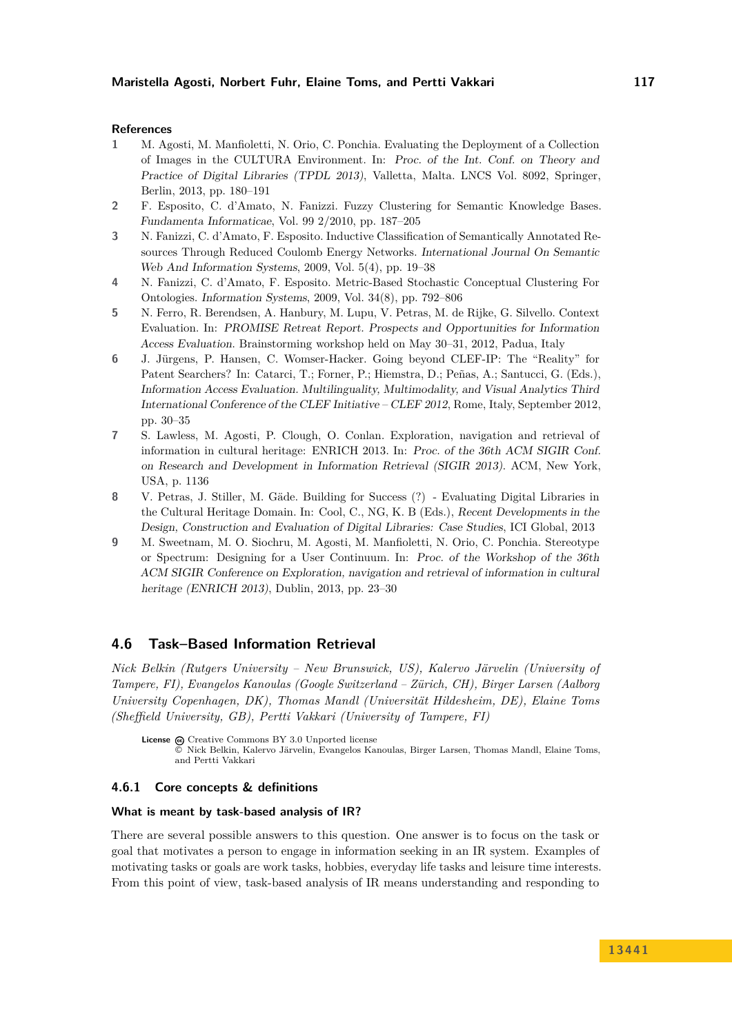#### References

1. M. Agosti, M. Manfioletti, N. Orio, C. Ponchia. Evaluating the Deployment of a Collection of Images in the CULTURA Environment. In: *Proc. of the Int. Conf. on Theory and Practice of Digital Libraries (TPDL 2013)*, Valletta, Malta. LNCS Vol. 8092, Springer, Berlin, 2013, pp. 180–191
2. F. Esposito, C. d'Amato, N. Fanizzi. Fuzzy Clustering for Semantic Knowledge Bases. *Fundamenta Informaticae*, Vol. 99 2/2010, pp. 187–205
3. N. Fanizzi, C. d'Amato, F. Esposito. Inductive Classification of Semantically Annotated Resources Through Reduced Coulomb Energy Networks. *International Journal On Semantic Web And Information Systems*, 2009, Vol. 5(4), pp. 19–38
4. N. Fanizzi, C. d'Amato, F. Esposito. Metric-Based Stochastic Conceptual Clustering For Ontologies. *Information Systems*, 2009, Vol. 34(8), pp. 792–806
5. N. Ferro, R. Berendsen, A. Hanbury, M. Lupu, V. Petras, M. de Rijke, G. Silvello. Context Evaluation. In: *PROMISE Retreat Report. Prospects and Opportunities for Information Access Evaluation.* Brainstorming workshop held on May 30–31, 2012, Padua, Italy
6. J. Jürgens, P. Hansen, C. Womser-Hacker. Going beyond CLEF-IP: The "Reality" for Patent Searchers? In: Catarci, T.; Forner, P.; Hiemstra, D.; Peñas, A.; Santucci, G. (Eds.), *Information Access Evaluation. Multilinguality, Multimodality, and Visual Analytics Third International Conference of the CLEF Initiative – CLEF 2012*, Rome, Italy, September 2012, pp. 30–35
7. S. Lawless, M. Agosti, P. Clough, O. Conlan. Exploration, navigation and retrieval of information in cultural heritage: ENRICH 2013. In: *Proc. of the 36th ACM SIGIR Conf. on Research and Development in Information Retrieval (SIGIR 2013)*. ACM, New York, USA, p. 1136
8. V. Petras, J. Stiller, M. Gäde. Building for Success (?) - Evaluating Digital Libraries in the Cultural Heritage Domain. In: Cool, C., NG, K. B (Eds.), *Recent Developments in the Design, Construction and Evaluation of Digital Libraries: Case Studies*, ICI Global, 2013
9. M. Sweetnam, M. O. Siochru, M. Agosti, M. Manfioletti, N. Orio, C. Ponchia. Stereotype or Spectrum: Designing for a User Continuum. In: *Proc. of the Workshop of the 36th ACM SIGIR Conference on Exploration, navigation and retrieval of information in cultural heritage (ENRICH 2013)*, Dublin, 2013, pp. 23–30

## 4.6 Task–Based Information Retrieval

*Nick Belkin (Rutgers University – New Brunswick, US), Kalervo Järvelin (University of Tampere, FI), Evangelos Kanoulas (Google Switzerland – Zürich, CH), Birger Larsen (Aalborg University Copenhagen, DK), Thomas Mandl (Universität Hildesheim, DE), Elaine Toms (Sheffield University, GB), Pertti Vakkari (University of Tampere, FI)*

**License** Creative Commons BY 3.0 Unported license
© Nick Belkin, Kalervo Järvelin, Evangelos Kanoulas, Birger Larsen, Thomas Mandl, Elaine Toms, and Pertti Vakkari

### 4.6.1 Core concepts & definitions

#### What is meant by task-based analysis of IR?

There are several possible answers to this question. One answer is to focus on the task or goal that motivates a person to engage in information seeking in an IR system. Examples of motivating tasks or goals are work tasks, hobbies, everyday life tasks and leisure time interests. From this point of view, task-based analysis of IR means understanding and responding to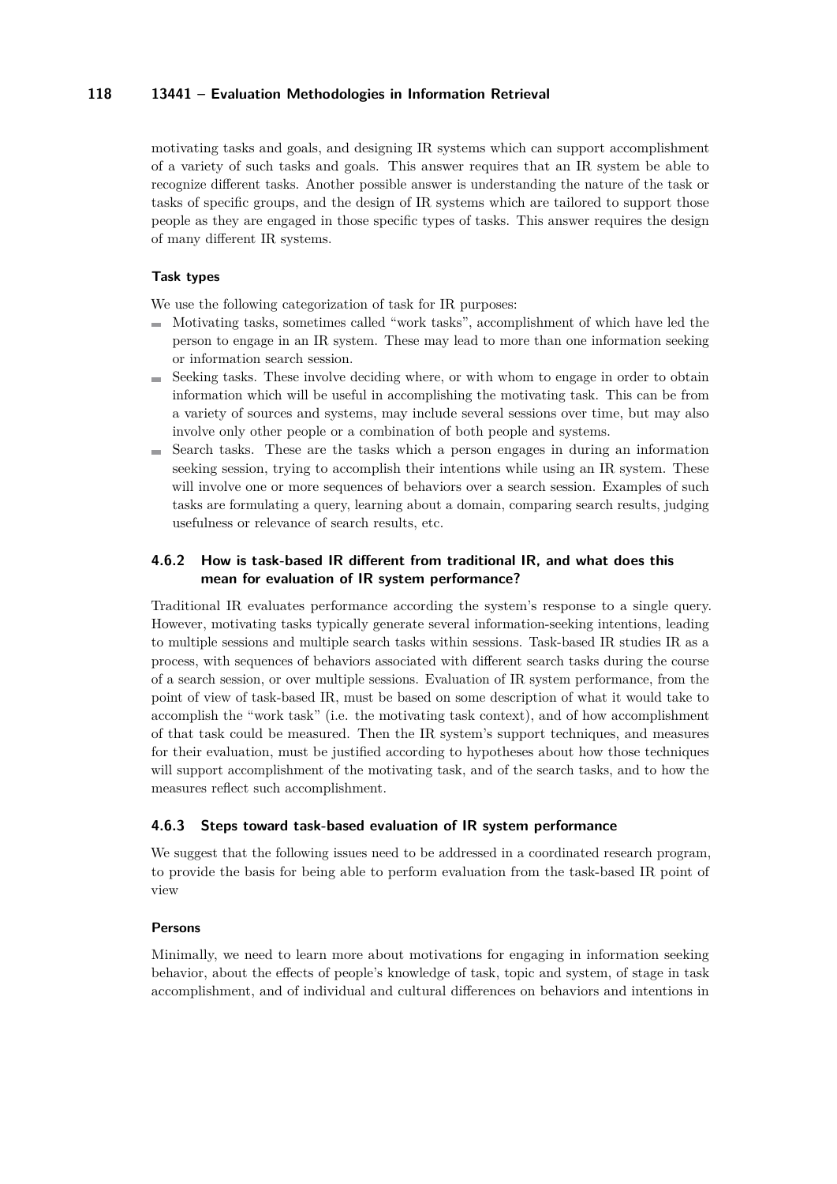motivating tasks and goals, and designing IR systems which can support accomplishment of a variety of such tasks and goals. This answer requires that an IR system be able to recognize different tasks. Another possible answer is understanding the nature of the task or tasks of specific groups, and the design of IR systems which are tailored to support those people as they are engaged in those specific types of tasks. This answer requires the design of many different IR systems.

#### Task types

We use the following categorization of task for IR purposes:

- Motivating tasks, sometimes called "work tasks", accomplishment of which have led the person to engage in an IR system. These may lead to more than one information seeking or information search session.
- Seeking tasks. These involve deciding where, or with whom to engage in order to obtain information which will be useful in accomplishing the motivating task. This can be from a variety of sources and systems, may include several sessions over time, but may also involve only other people or a combination of both people and systems.
- Search tasks. These are the tasks which a person engages in during an information seeking session, trying to accomplish their intentions while using an IR system. These will involve one or more sequences of behaviors over a search session. Examples of such tasks are formulating a query, learning about a domain, comparing search results, judging usefulness or relevance of search results, etc.

### 4.6.2 How is task-based IR different from traditional IR, and what does this mean for evaluation of IR system performance?

Traditional IR evaluates performance according the system's response to a single query. However, motivating tasks typically generate several information-seeking intentions, leading to multiple sessions and multiple search tasks within sessions. Task-based IR studies IR as a process, with sequences of behaviors associated with different search tasks during the course of a search session, or over multiple sessions. Evaluation of IR system performance, from the point of view of task-based IR, must be based on some description of what it would take to accomplish the "work task" (i.e. the motivating task context), and of how accomplishment of that task could be measured. Then the IR system's support techniques, and measures for their evaluation, must be justified according to hypotheses about how those techniques will support accomplishment of the motivating task, and of the search tasks, and to how the measures reflect such accomplishment.

### 4.6.3 Steps toward task-based evaluation of IR system performance

We suggest that the following issues need to be addressed in a coordinated research program, to provide the basis for being able to perform evaluation from the task-based IR point of view

#### Persons

Minimally, we need to learn more about motivations for engaging in information seeking behavior, about the effects of people's knowledge of task, topic and system, of stage in task accomplishment, and of individual and cultural differences on behaviors and intentions in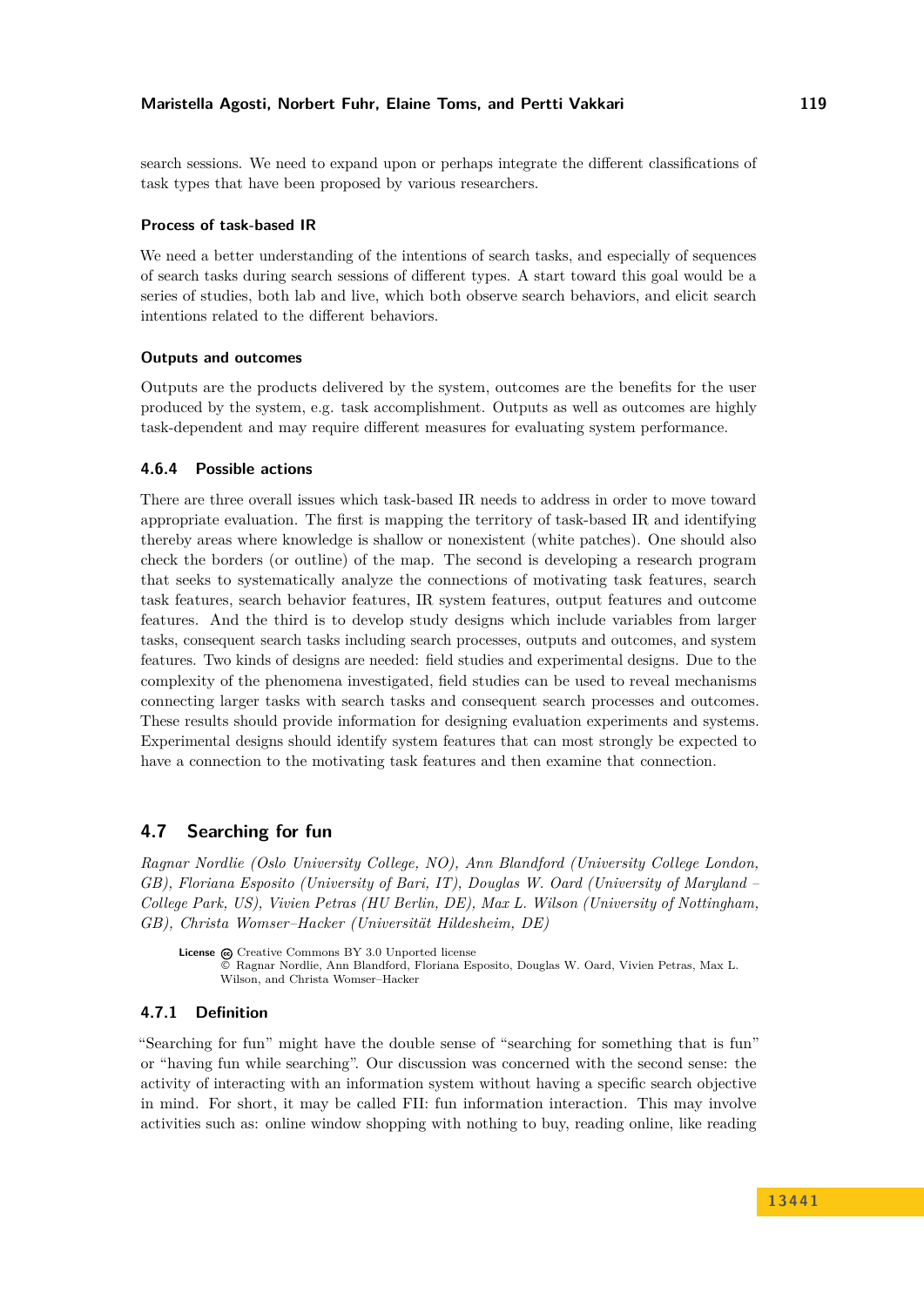search sessions. We need to expand upon or perhaps integrate the different classifications of task types that have been proposed by various researchers.

#### Process of task-based IR

We need a better understanding of the intentions of search tasks, and especially of sequences of search tasks during search sessions of different types. A start toward this goal would be a series of studies, both lab and live, which both observe search behaviors, and elicit search intentions related to the different behaviors.

#### Outputs and outcomes

Outputs are the products delivered by the system, outcomes are the benefits for the user produced by the system, e.g. task accomplishment. Outputs as well as outcomes are highly task-dependent and may require different measures for evaluating system performance.

### 4.6.4 Possible actions

There are three overall issues which task-based IR needs to address in order to move toward appropriate evaluation. The first is mapping the territory of task-based IR and identifying thereby areas where knowledge is shallow or nonexistent (white patches). One should also check the borders (or outline) of the map. The second is developing a research program that seeks to systematically analyze the connections of motivating task features, search task features, search behavior features, IR system features, output features and outcome features. And the third is to develop study designs which include variables from larger tasks, consequent search tasks including search processes, outputs and outcomes, and system features. Two kinds of designs are needed: field studies and experimental designs. Due to the complexity of the phenomena investigated, field studies can be used to reveal mechanisms connecting larger tasks with search tasks and consequent search processes and outcomes. These results should provide information for designing evaluation experiments and systems. Experimental designs should identify system features that can most strongly be expected to have a connection to the motivating task features and then examine that connection.

## 4.7 Searching for fun

*Ragnar Nordlie (Oslo University College, NO), Ann Blandford (University College London, GB), Floriana Esposito (University of Bari, IT), Douglas W. Oard (University of Maryland – College Park, US), Vivien Petras (HU Berlin, DE), Max L. Wilson (University of Nottingham, GB), Christa Womser–Hacker (Universität Hildesheim, DE)*

**License** Creative Commons BY 3.0 Unported license
© Ragnar Nordlie, Ann Blandford, Floriana Esposito, Douglas W. Oard, Vivien Petras, Max L. Wilson, and Christa Womser–Hacker

### 4.7.1 Definition

"Searching for fun" might have the double sense of "searching for something that is fun" or "having fun while searching". Our discussion was concerned with the second sense: the activity of interacting with an information system without having a specific search objective in mind. For short, it may be called FII: fun information interaction. This may involve activities such as: online window shopping with nothing to buy, reading online, like reading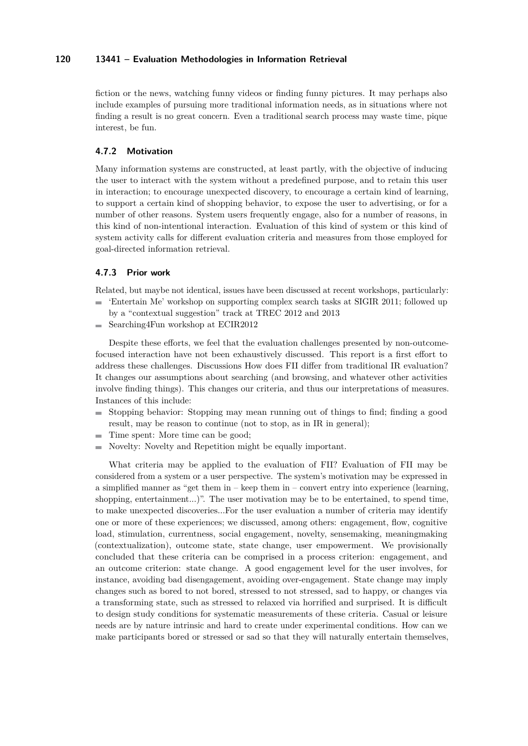fiction or the news, watching funny videos or finding funny pictures. It may perhaps also include examples of pursuing more traditional information needs, as in situations where not finding a result is no great concern. Even a traditional search process may waste time, pique interest, be fun.

### 4.7.2 Motivation

Many information systems are constructed, at least partly, with the objective of inducing the user to interact with the system without a predefined purpose, and to retain this user in interaction; to encourage unexpected discovery, to encourage a certain kind of learning, to support a certain kind of shopping behavior, to expose the user to advertising, or for a number of other reasons. System users frequently engage, also for a number of reasons, in this kind of non-intentional interaction. Evaluation of this kind of system or this kind of system activity calls for different evaluation criteria and measures from those employed for goal-directed information retrieval.

### 4.7.3 Prior work

Related, but maybe not identical, issues have been discussed at recent workshops, particularly:

- 'Entertain Me' workshop on supporting complex search tasks at SIGIR 2011; followed up by a "contextual suggestion" track at TREC 2012 and 2013
- Searching4Fun workshop at ECIR2012

Despite these efforts, we feel that the evaluation challenges presented by non-outcome-focused interaction have not been exhaustively discussed. This report is a first effort to address these challenges. Discussions How does FII differ from traditional IR evaluation? It changes our assumptions about searching (and browsing, and whatever other activities involve finding things). This changes our criteria, and thus our interpretations of measures. Instances of this include:

- Stopping behavior: Stopping may mean running out of things to find; finding a good result, may be reason to continue (not to stop, as in IR in general);
- Time spent: More time can be good;
- Novelty: Novelty and Repetition might be equally important.

What criteria may be applied to the evaluation of FII? Evaluation of FII may be considered from a system or a user perspective. The system's motivation may be expressed in a simplified manner as "get them in – keep them in – convert entry into experience (learning, shopping, entertainment...)". The user motivation may be to be entertained, to spend time, to make unexpected discoveries...For the user evaluation a number of criteria may identify one or more of these experiences; we discussed, among others: engagement, flow, cognitive load, stimulation, currentness, social engagement, novelty, sensemaking, meaningmaking (contextualization), outcome state, state change, user empowerment. We provisionally concluded that these criteria can be comprised in a process criterion: engagement, and an outcome criterion: state change. A good engagement level for the user involves, for instance, avoiding bad disengagement, avoiding over-engagement. State change may imply changes such as bored to not bored, stressed to not stressed, sad to happy, or changes via a transforming state, such as stressed to relaxed via horrified and surprised. It is difficult to design study conditions for systematic measurements of these criteria. Casual or leisure needs are by nature intrinsic and hard to create under experimental conditions. How can we make participants bored or stressed or sad so that they will naturally entertain themselves,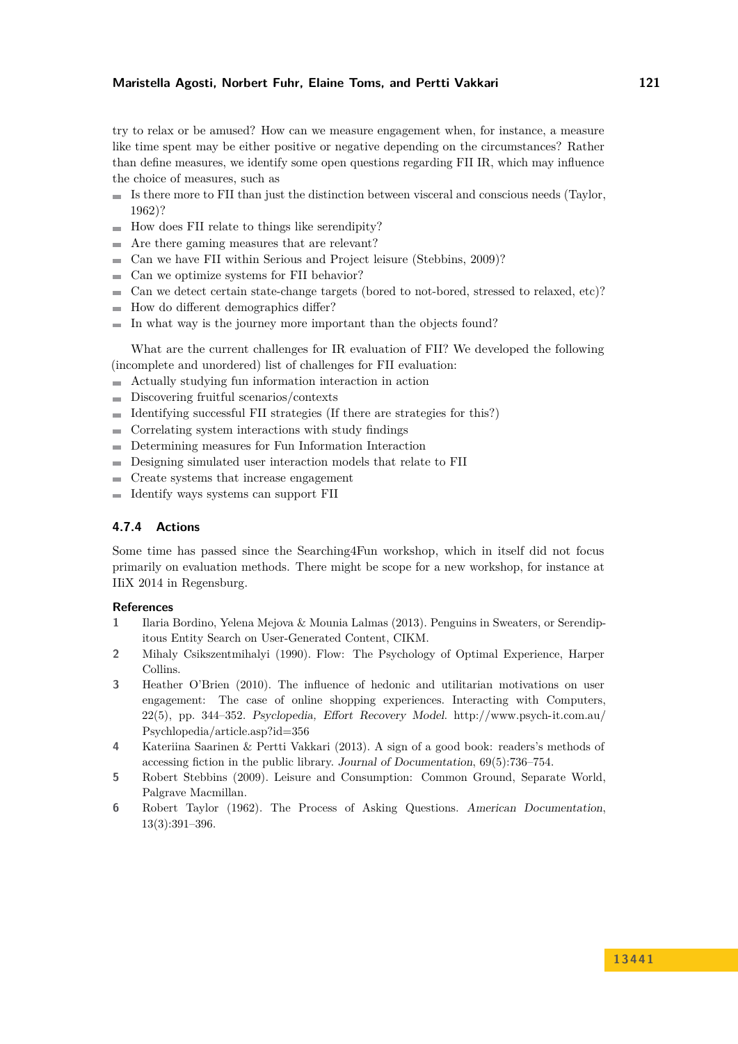try to relax or be amused? How can we measure engagement when, for instance, a measure like time spent may be either positive or negative depending on the circumstances? Rather than define measures, we identify some open questions regarding FII IR, which may influence the choice of measures, such as

- Is there more to FII than just the distinction between visceral and conscious needs (Taylor, 1962)?
- How does FII relate to things like serendipity?
- Are there gaming measures that are relevant?
- Can we have FII within Serious and Project leisure (Stebbins, 2009)?
- Can we optimize systems for FII behavior?
- Can we detect certain state-change targets (bored to not-bored, stressed to relaxed, etc)?
- How do different demographics differ?
- In what way is the journey more important than the objects found?

What are the current challenges for IR evaluation of FII? We developed the following (incomplete and unordered) list of challenges for FII evaluation:

- Actually studying fun information interaction in action
- Discovering fruitful scenarios/contexts
- Identifying successful FII strategies (If there are strategies for this?)
- Correlating system interactions with study findings
- Determining measures for Fun Information Interaction
- Designing simulated user interaction models that relate to FII
- Create systems that increase engagement
- Identify ways systems can support FII

### 4.7.4 Actions

Some time has passed since the Searching4Fun workshop, which in itself did not focus primarily on evaluation methods. There might be scope for a new workshop, for instance at IIiX 2014 in Regensburg.

#### References

1. Ilaria Bordino, Yelena Mejova & Mounia Lalmas (2013). Penguins in Sweaters, or Serendipitous Entity Search on User-Generated Content, CIKM.
2. Mihaly Csikszentmihalyi (1990). Flow: The Psychology of Optimal Experience, Harper Collins.
3. Heather O'Brien (2010). The influence of hedonic and utilitarian motivations on user engagement: The case of online shopping experiences. Interacting with Computers, 22(5), pp. 344–352. *Psyclopedia, Effort Recovery Model.* http://www.psych-it.com.au/Psychlopedia/article.asp?id=356
4. Kateriina Saarinen & Pertti Vakkari (2013). A sign of a good book: readers's methods of accessing fiction in the public library. *Journal of Documentation*, 69(5):736–754.
5. Robert Stebbins (2009). Leisure and Consumption: Common Ground, Separate World, Palgrave Macmillan.
6. Robert Taylor (1962). The Process of Asking Questions. *American Documentation*, 13(3):391–396.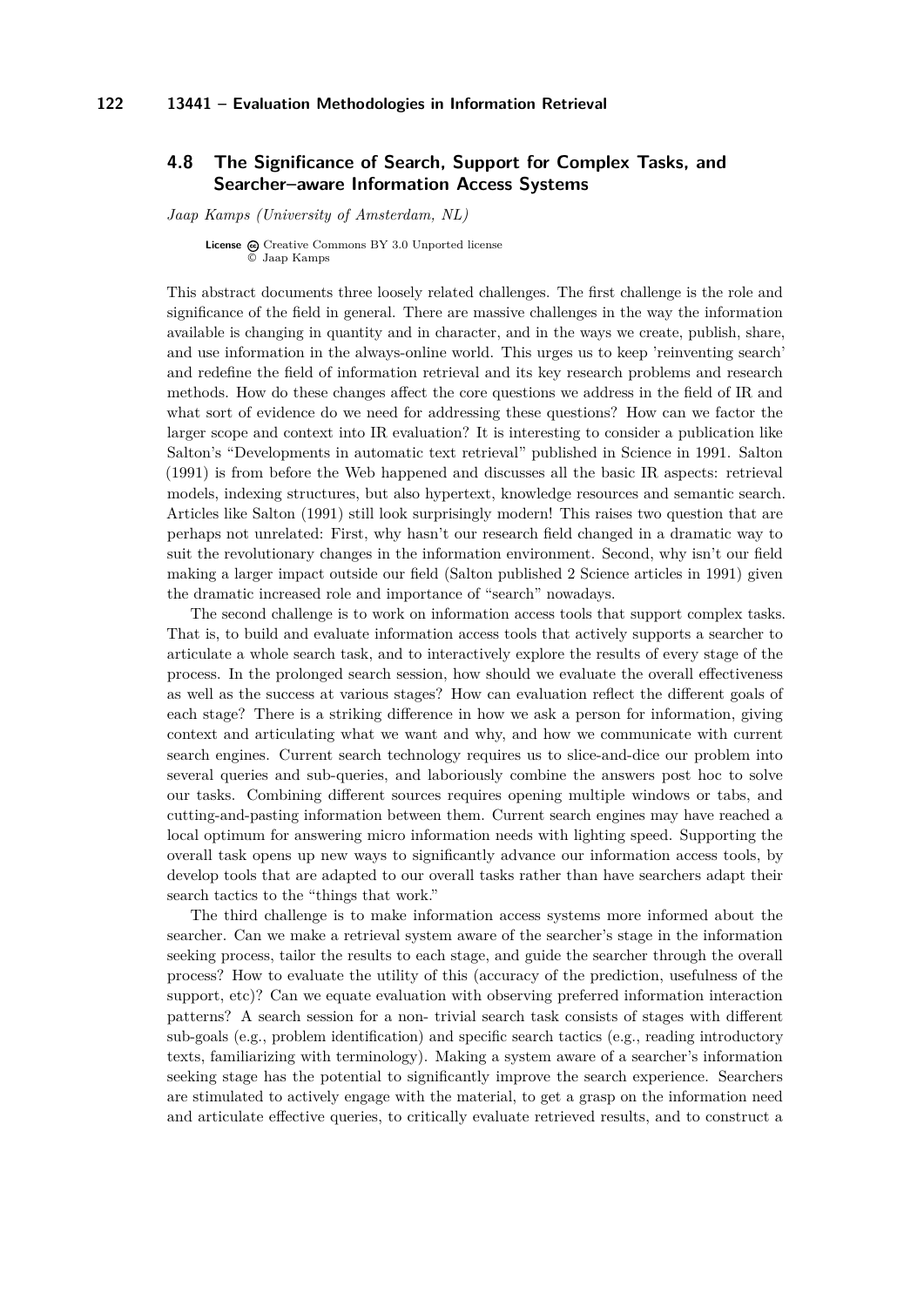## 4.8 The Significance of Search, Support for Complex Tasks, and Searcher–aware Information Access Systems

*Jaap Kamps (University of Amsterdam, NL)*

**License** Creative Commons BY 3.0 Unported license
© Jaap Kamps

This abstract documents three loosely related challenges. The first challenge is the role and significance of the field in general. There are massive challenges in the way the information available is changing in quantity and in character, and in the ways we create, publish, share, and use information in the always-online world. This urges us to keep 'reinventing search' and redefine the field of information retrieval and its key research problems and research methods. How do these changes affect the core questions we address in the field of IR and what sort of evidence do we need for addressing these questions? How can we factor the larger scope and context into IR evaluation? It is interesting to consider a publication like Salton's "Developments in automatic text retrieval" published in Science in 1991. Salton (1991) is from before the Web happened and discusses all the basic IR aspects: retrieval models, indexing structures, but also hypertext, knowledge resources and semantic search. Articles like Salton (1991) still look surprisingly modern! This raises two question that are perhaps not unrelated: First, why hasn't our research field changed in a dramatic way to suit the revolutionary changes in the information environment. Second, why isn't our field making a larger impact outside our field (Salton published 2 Science articles in 1991) given the dramatic increased role and importance of "search" nowadays.

The second challenge is to work on information access tools that support complex tasks. That is, to build and evaluate information access tools that actively supports a searcher to articulate a whole search task, and to interactively explore the results of every stage of the process. In the prolonged search session, how should we evaluate the overall effectiveness as well as the success at various stages? How can evaluation reflect the different goals of each stage? There is a striking difference in how we ask a person for information, giving context and articulating what we want and why, and how we communicate with current search engines. Current search technology requires us to slice-and-dice our problem into several queries and sub-queries, and laboriously combine the answers post hoc to solve our tasks. Combining different sources requires opening multiple windows or tabs, and cutting-and-pasting information between them. Current search engines may have reached a local optimum for answering micro information needs with lighting speed. Supporting the overall task opens up new ways to significantly advance our information access tools, by develop tools that are adapted to our overall tasks rather than have searchers adapt their search tactics to the "things that work."

The third challenge is to make information access systems more informed about the searcher. Can we make a retrieval system aware of the searcher's stage in the information seeking process, tailor the results to each stage, and guide the searcher through the overall process? How to evaluate the utility of this (accuracy of the prediction, usefulness of the support, etc)? Can we equate evaluation with observing preferred information interaction patterns? A search session for a non- trivial search task consists of stages with different sub-goals (e.g., problem identification) and specific search tactics (e.g., reading introductory texts, familiarizing with terminology). Making a system aware of a searcher's information seeking stage has the potential to significantly improve the search experience. Searchers are stimulated to actively engage with the material, to get a grasp on the information need and articulate effective queries, to critically evaluate retrieved results, and to construct a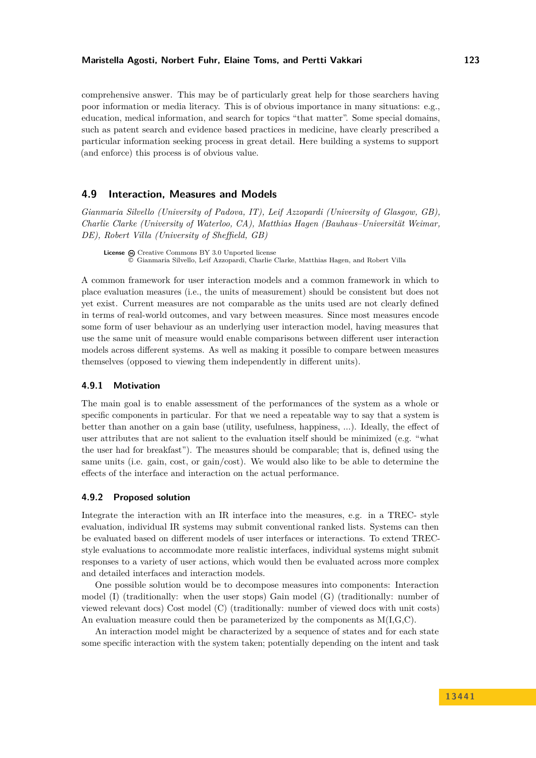comprehensive answer. This may be of particularly great help for those searchers having poor information or media literacy. This is of obvious importance in many situations: e.g., education, medical information, and search for topics "that matter". Some special domains, such as patent search and evidence based practices in medicine, have clearly prescribed a particular information seeking process in great detail. Here building a systems to support (and enforce) this process is of obvious value.

## 4.9 Interaction, Measures and Models

*Gianmaria Silvello (University of Padova, IT), Leif Azzopardi (University of Glasgow, GB), Charlie Clarke (University of Waterloo, CA), Matthias Hagen (Bauhaus–Universität Weimar, DE), Robert Villa (University of Sheffield, GB)*

**License** Creative Commons BY 3.0 Unported license
© Gianmaria Silvello, Leif Azzopardi, Charlie Clarke, Matthias Hagen, and Robert Villa

A common framework for user interaction models and a common framework in which to place evaluation measures (i.e., the units of measurement) should be consistent but does not yet exist. Current measures are not comparable as the units used are not clearly defined in terms of real-world outcomes, and vary between measures. Since most measures encode some form of user behaviour as an underlying user interaction model, having measures that use the same unit of measure would enable comparisons between different user interaction models across different systems. As well as making it possible to compare between measures themselves (opposed to viewing them independently in different units).

### 4.9.1 Motivation

The main goal is to enable assessment of the performances of the system as a whole or specific components in particular. For that we need a repeatable way to say that a system is better than another on a gain base (utility, usefulness, happiness, ...). Ideally, the effect of user attributes that are not salient to the evaluation itself should be minimized (e.g. "what the user had for breakfast"). The measures should be comparable; that is, defined using the same units (i.e. gain, cost, or gain/cost). We would also like to be able to determine the effects of the interface and interaction on the actual performance.

### 4.9.2 Proposed solution

Integrate the interaction with an IR interface into the measures, e.g. in a TREC- style evaluation, individual IR systems may submit conventional ranked lists. Systems can then be evaluated based on different models of user interfaces or interactions. To extend TREC-style evaluations to accommodate more realistic interfaces, individual systems might submit responses to a variety of user actions, which would then be evaluated across more complex and detailed interfaces and interaction models.

One possible solution would be to decompose measures into components: Interaction model (I) (traditionally: when the user stops) Gain model (G) (traditionally: number of viewed relevant docs) Cost model (C) (traditionally: number of viewed docs with unit costs) An evaluation measure could then be parameterized by the components as M(I,G,C).

An interaction model might be characterized by a sequence of states and for each state some specific interaction with the system taken; potentially depending on the intent and task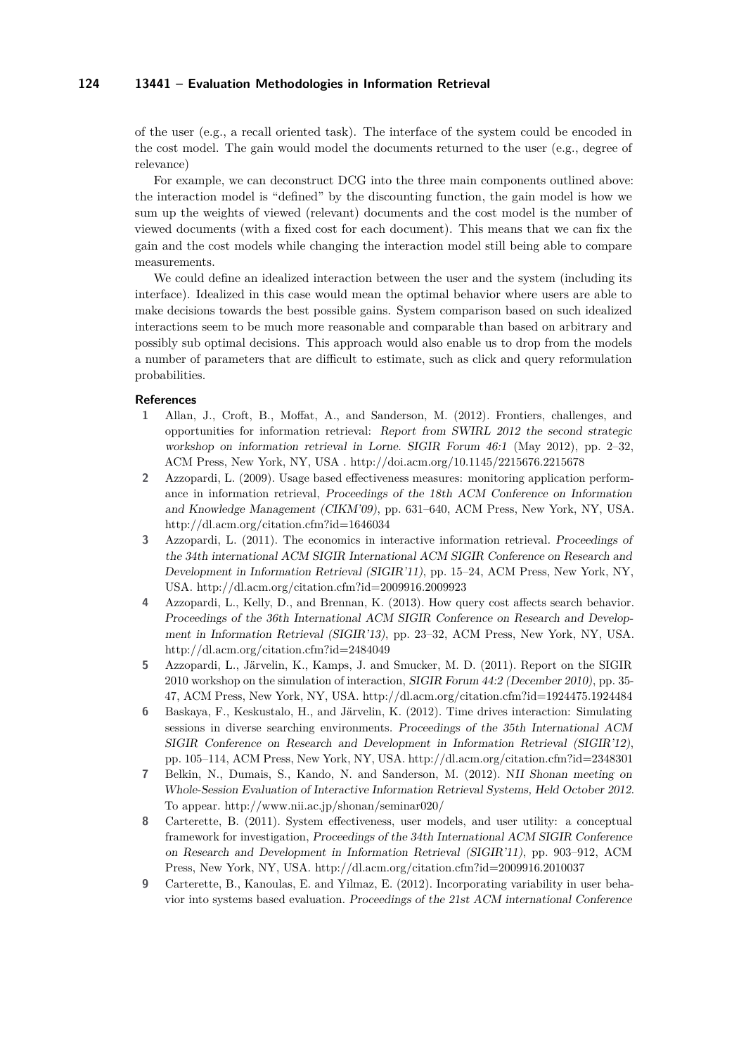of the user (e.g., a recall oriented task). The interface of the system could be encoded in the cost model. The gain would model the documents returned to the user (e.g., degree of relevance)

For example, we can deconstruct DCG into the three main components outlined above: the interaction model is "defined" by the discounting function, the gain model is how we sum up the weights of viewed (relevant) documents and the cost model is the number of viewed documents (with a fixed cost for each document). This means that we can fix the gain and the cost models while changing the interaction model still being able to compare measurements.

We could define an idealized interaction between the user and the system (including its interface). Idealized in this case would mean the optimal behavior where users are able to make decisions towards the best possible gains. System comparison based on such idealized interactions seem to be much more reasonable and comparable than based on arbitrary and possibly sub optimal decisions. This approach would also enable us to drop from the models a number of parameters that are difficult to estimate, such as click and query reformulation probabilities.

### References

1. Allan, J., Croft, B., Moffat, A., and Sanderson, M. (2012). Frontiers, challenges, and opportunities for information retrieval: *Report from SWIRL 2012 the second strategic workshop on information retrieval in Lorne. SIGIR Forum 46:1* (May 2012), pp. 2–32, ACM Press, New York, NY, USA . http://doi.acm.org/10.1145/2215676.2215678
2. Azzopardi, L. (2009). Usage based effectiveness measures: monitoring application performance in information retrieval, *Proceedings of the 18th ACM Conference on Information and Knowledge Management (CIKM'09)*, pp. 631–640, ACM Press, New York, NY, USA. http://dl.acm.org/citation.cfm?id=1646034
3. Azzopardi, L. (2011). The economics in interactive information retrieval. *Proceedings of the 34th international ACM SIGIR International ACM SIGIR Conference on Research and Development in Information Retrieval (SIGIR'11)*, pp. 15–24, ACM Press, New York, NY, USA. http://dl.acm.org/citation.cfm?id=2009916.2009923
4. Azzopardi, L., Kelly, D., and Brennan, K. (2013). How query cost affects search behavior. *Proceedings of the 36th International ACM SIGIR Conference on Research and Development in Information Retrieval (SIGIR'13)*, pp. 23–32, ACM Press, New York, NY, USA. http://dl.acm.org/citation.cfm?id=2484049
5. Azzopardi, L., Järvelin, K., Kamps, J. and Smucker, M. D. (2011). Report on the SIGIR 2010 workshop on the simulation of interaction, *SIGIR Forum 44:2 (December 2010)*, pp. 35-47, ACM Press, New York, NY, USA. http://dl.acm.org/citation.cfm?id=1924475.1924484
6. Baskaya, F., Keskustalo, H., and Järvelin, K. (2012). Time drives interaction: Simulating sessions in diverse searching environments. *Proceedings of the 35th International ACM SIGIR Conference on Research and Development in Information Retrieval (SIGIR'12)*, pp. 105–114, ACM Press, New York, NY, USA. http://dl.acm.org/citation.cfm?id=2348301
7. Belkin, N., Dumais, S., Kando, N. and Sanderson, M. (2012). N*II Shonan meeting on Whole-Session Evaluation of Interactive Information Retrieval Systems, Held October 2012.* To appear. http://www.nii.ac.jp/shonan/seminar020/
8. Carterette, B. (2011). System effectiveness, user models, and user utility: a conceptual framework for investigation, *Proceedings of the 34th International ACM SIGIR Conference on Research and Development in Information Retrieval (SIGIR'11)*, pp. 903–912, ACM Press, New York, NY, USA. http://dl.acm.org/citation.cfm?id=2009916.2010037
9. Carterette, B., Kanoulas, E. and Yilmaz, E. (2012). Incorporating variability in user behavior into systems based evaluation. *Proceedings of the 21st ACM international Conference*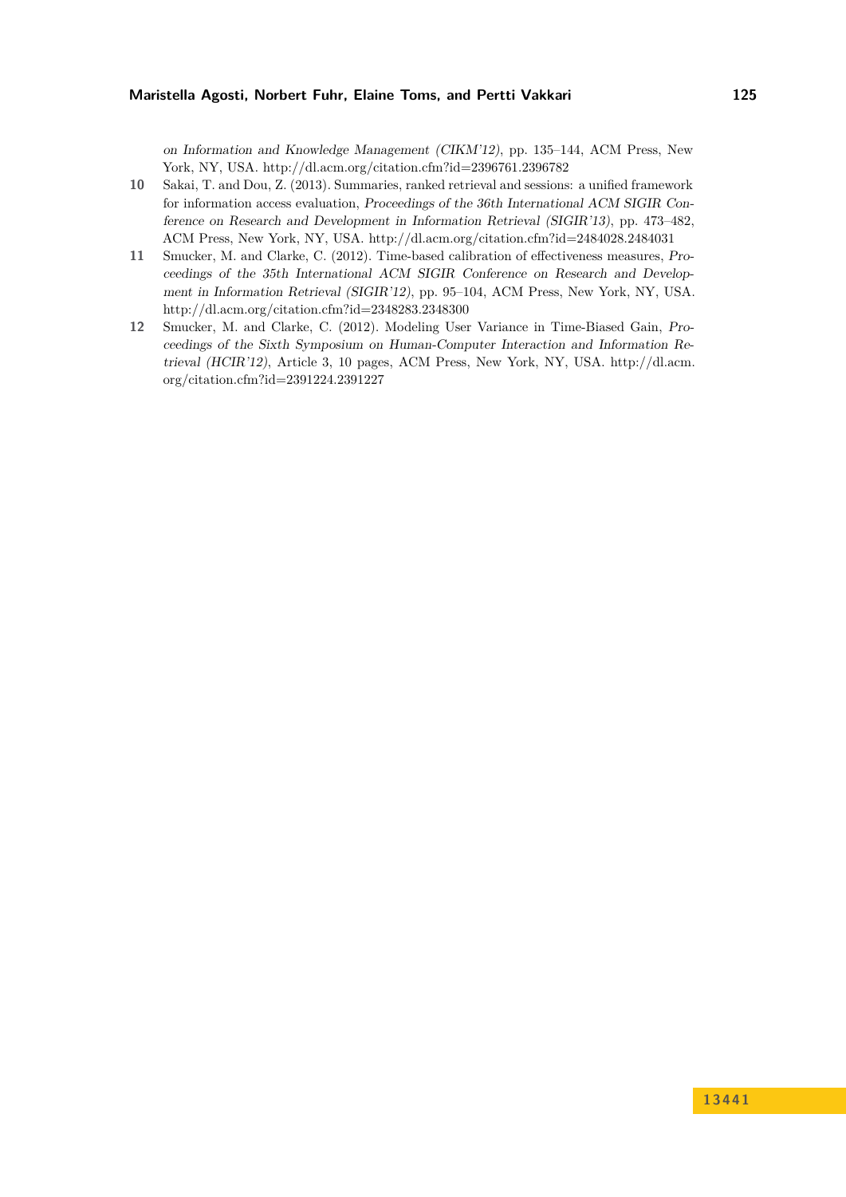*on Information and Knowledge Management (CIKM'12)*, pp. 135–144, ACM Press, New York, NY, USA. http://dl.acm.org/citation.cfm?id=2396761.2396782

**10** Sakai, T. and Dou, Z. (2013). Summaries, ranked retrieval and sessions: a unified framework for information access evaluation, *Proceedings of the 36th International ACM SIGIR Conference on Research and Development in Information Retrieval (SIGIR'13)*, pp. 473–482, ACM Press, New York, NY, USA. http://dl.acm.org/citation.cfm?id=2484028.2484031

**11** Smucker, M. and Clarke, C. (2012). Time-based calibration of effectiveness measures, *Proceedings of the 35th International ACM SIGIR Conference on Research and Development in Information Retrieval (SIGIR'12)*, pp. 95–104, ACM Press, New York, NY, USA. http://dl.acm.org/citation.cfm?id=2348283.2348300

**12** Smucker, M. and Clarke, C. (2012). Modeling User Variance in Time-Biased Gain, *Proceedings of the Sixth Symposium on Human-Computer Interaction and Information Retrieval (HCIR'12)*, Article 3, 10 pages, ACM Press, New York, NY, USA. http://dl.acm.org/citation.cfm?id=2391224.2391227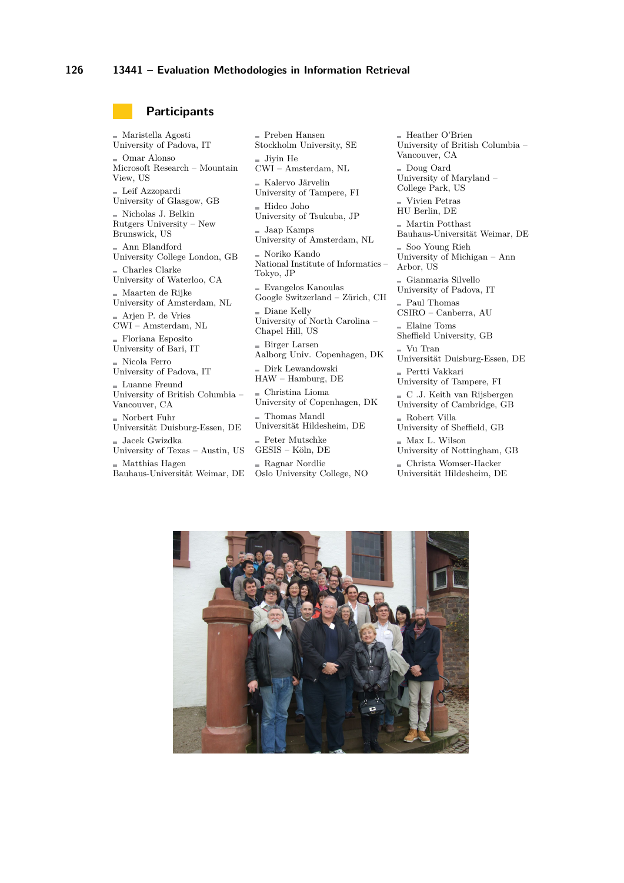## Participants

- Maristella Agosti
University of Padova, IT
- Omar Alonso
Microsoft Research – Mountain View, US
- Leif Azzopardi
University of Glasgow, GB
- Nicholas J. Belkin
Rutgers University – New Brunswick, US
- Ann Blandford
University College London, GB
- Charles Clarke
University of Waterloo, CA
- Maarten de Rijke
University of Amsterdam, NL
- Arjen P. de Vries
CWI – Amsterdam, NL
- Floriana Esposito
University of Bari, IT
- Nicola Ferro
University of Padova, IT
- Luanne Freund
University of British Columbia – Vancouver, CA
- Norbert Fuhr
Universität Duisburg-Essen, DE
- Jacek Gwizdka
University of Texas – Austin, US
- Matthias Hagen
Bauhaus-Universität Weimar, DE
- Preben Hansen
Stockholm University, SE
- Jiyin He
CWI – Amsterdam, NL
- Kalervo Järvelin
University of Tampere, FI
- Hideo Joho
University of Tsukuba, JP
- Jaap Kamps
University of Amsterdam, NL
- Noriko Kando
National Institute of Informatics – Tokyo, JP
- Evangelos Kanoulas
Google Switzerland – Zürich, CH
- Diane Kelly
University of North Carolina – Chapel Hill, US
- Birger Larsen
Aalborg Univ. Copenhagen, DK
- Dirk Lewandowski
HAW – Hamburg, DE
- Christina Lioma
University of Copenhagen, DK
- Thomas Mandl
Universität Hildesheim, DE
- Peter Mutschke
GESIS – Köln, DE
- Ragnar Nordlie
Oslo University College, NO
- Heather O'Brien
University of British Columbia – Vancouver, CA
- Doug Oard
University of Maryland – College Park, US
- Vivien Petras
HU Berlin, DE
- Martin Potthast
Bauhaus-Universität Weimar, DE
- Soo Young Rieh
University of Michigan – Ann Arbor, US
- Gianmaria Silvello
University of Padova, IT
- Paul Thomas
CSIRO – Canberra, AU
- Elaine Toms
Sheffield University, GB
- Vu Tran
Universität Duisburg-Essen, DE
- Pertti Vakkari
University of Tampere, FI
- C .J. Keith van Rijsbergen
University of Cambridge, GB
- Robert Villa
University of Sheffield, GB
- Max L. Wilson
University of Nottingham, GB
- Christa Womser-Hacker
Universität Hildesheim, DE